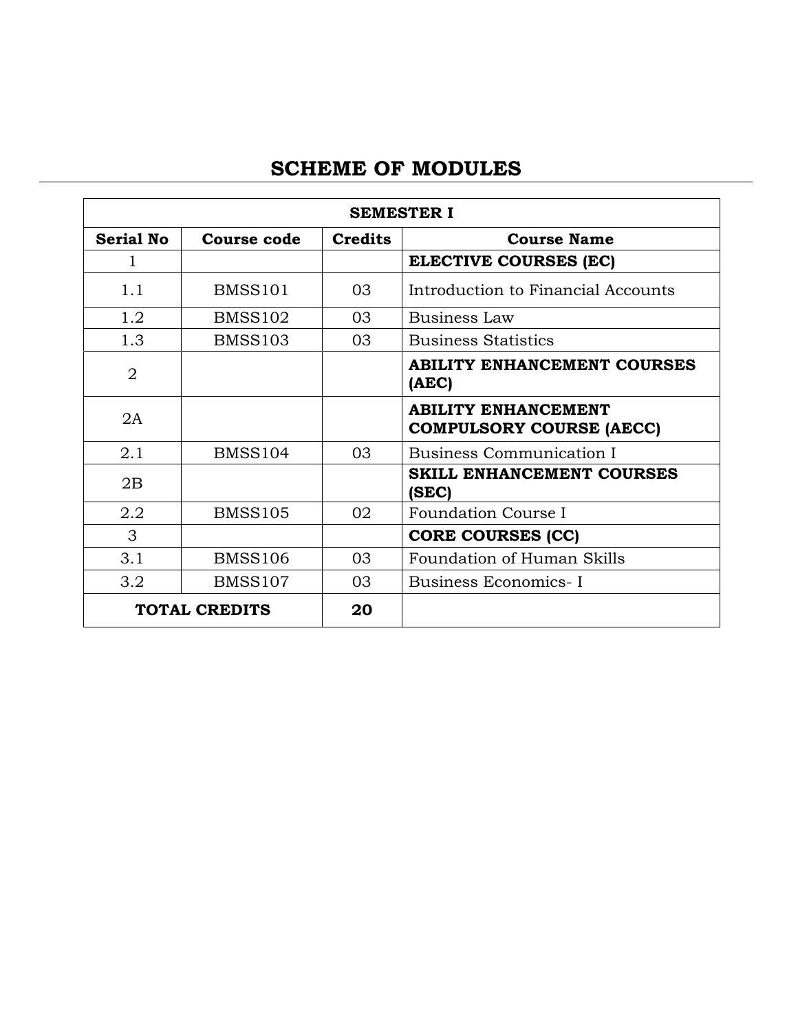# SCHEME OF MODULES

| SEMESTER I | | | |
|---|---|---|---|
| **Serial No** | **Course code** | **Credits** | **Course Name** |
| 1 | | | **ELECTIVE COURSES (EC)** |
| 1.1 | BMSS101 | 03 | Introduction to Financial Accounts |
| 1.2 | BMSS102 | 03 | Business Law |
| 1.3 | BMSS103 | 03 | Business Statistics |
| 2 | | | **ABILITY ENHANCEMENT COURSES (AEC)** |
| 2A | | | **ABILITY ENHANCEMENT COMPULSORY COURSE (AECC)** |
| 2.1 | BMSS104 | 03 | Business Communication I |
| 2B | | | **SKILL ENHANCEMENT COURSES (SEC)** |
| 2.2 | BMSS105 | 02 | Foundation Course I |
| 3 | | | **CORE COURSES (CC)** |
| 3.1 | BMSS106 | 03 | Foundation of Human Skills |
| 3.2 | BMSS107 | 03 | Business Economics- I |
| **TOTAL CREDITS** | | **20** | |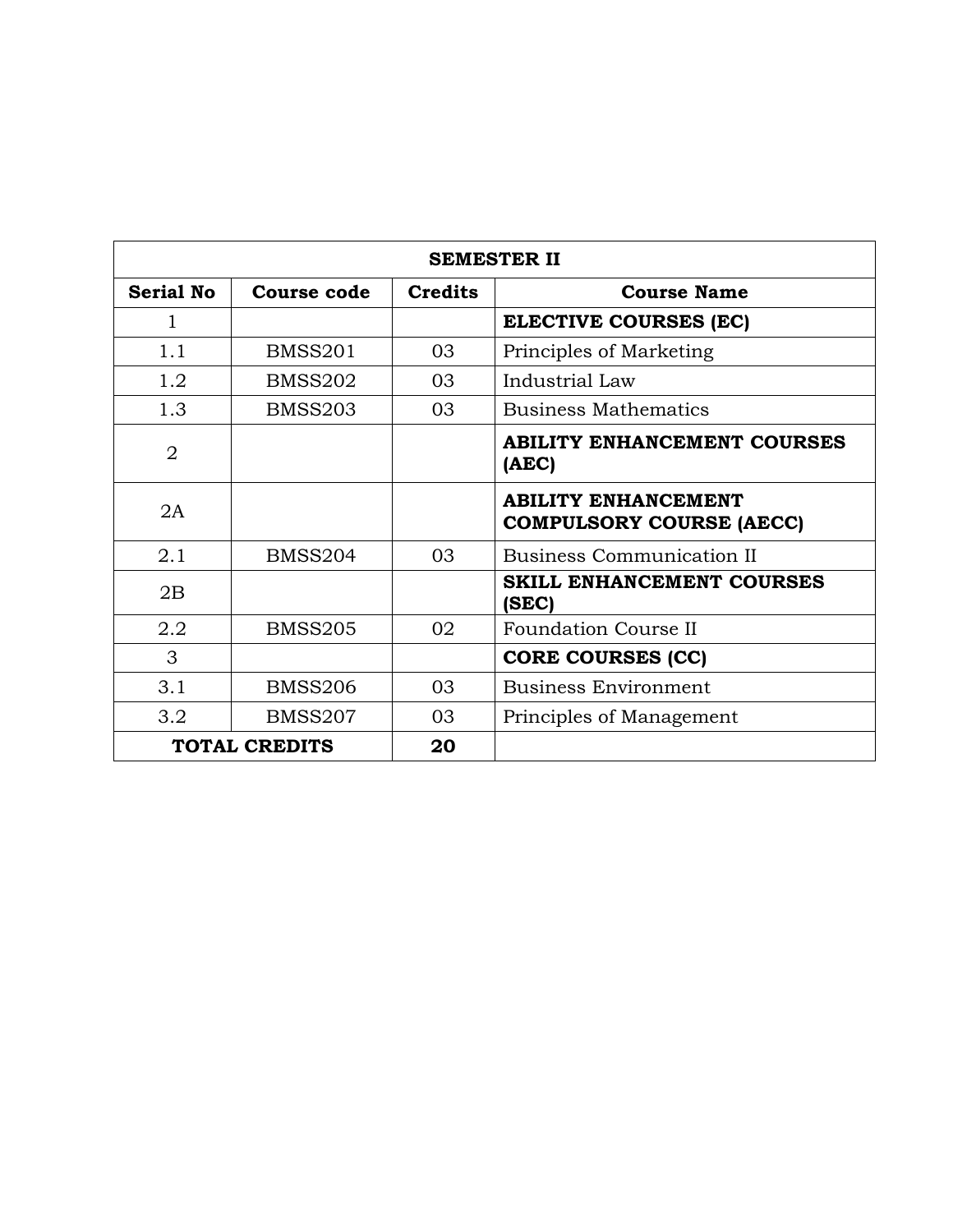| **SEMESTER II** | | | |
|---|---|---|---|
| **Serial No** | **Course code** | **Credits** | **Course Name** |
| 1 | | | **ELECTIVE COURSES (EC)** |
| 1.1 | BMSS201 | 03 | Principles of Marketing |
| 1.2 | BMSS202 | 03 | Industrial Law |
| 1.3 | BMSS203 | 03 | Business Mathematics |
| 2 | | | **ABILITY ENHANCEMENT COURSES (AEC)** |
| 2A | | | **ABILITY ENHANCEMENT COMPULSORY COURSE (AECC)** |
| 2.1 | BMSS204 | 03 | Business Communication II |
| 2B | | | **SKILL ENHANCEMENT COURSES (SEC)** |
| 2.2 | BMSS205 | 02 | Foundation Course II |
| 3 | | | **CORE COURSES (CC)** |
| 3.1 | BMSS206 | 03 | Business Environment |
| 3.2 | BMSS207 | 03 | Principles of Management |
| **TOTAL CREDITS** | | **20** | |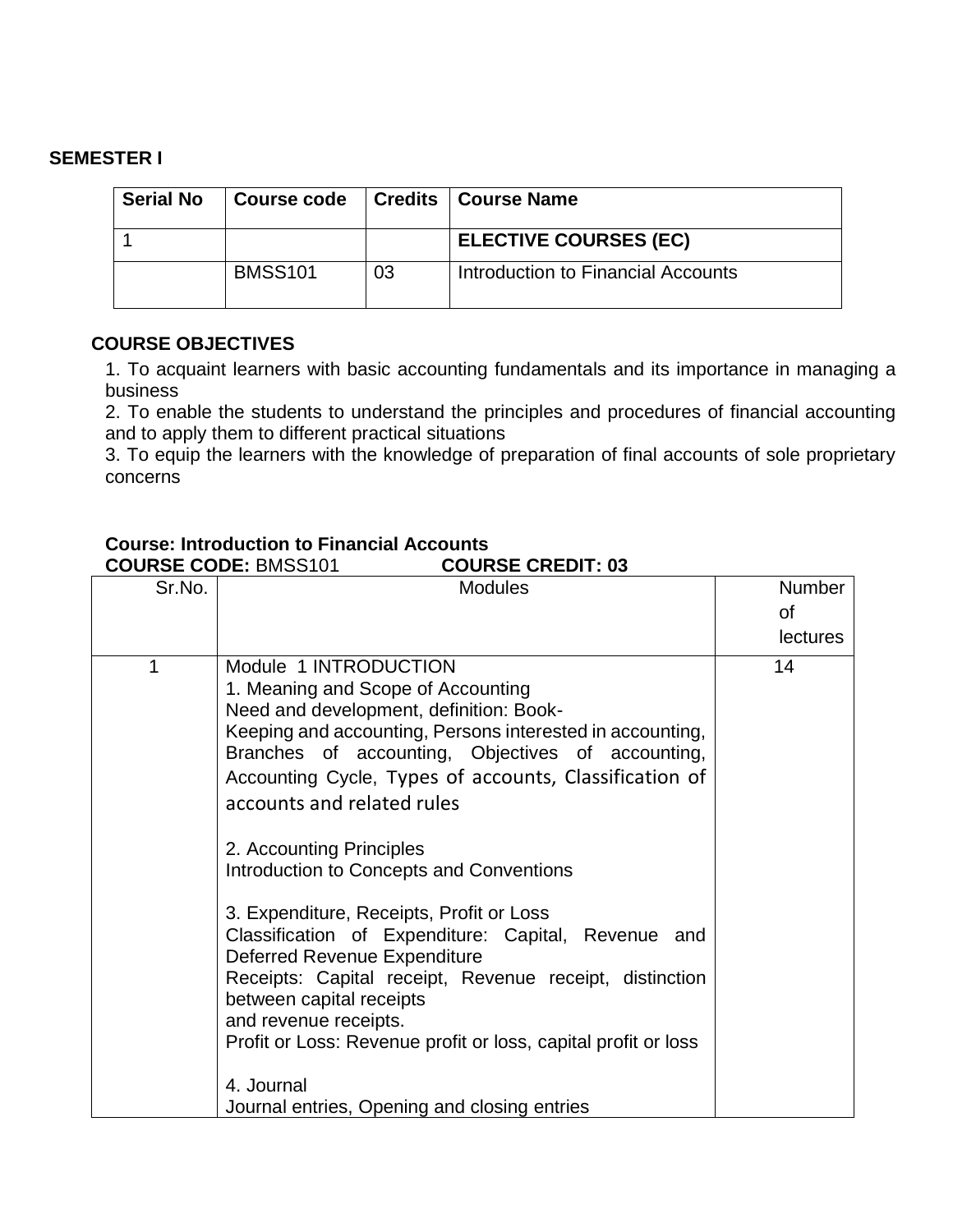**SEMESTER I**

| Serial No | Course code | Credits | Course Name |
|---|---|---|---|
| 1 | | | **ELECTIVE COURSES (EC)** |
| | BMSS101 | 03 | Introduction to Financial Accounts |

**COURSE OBJECTIVES**

1. To acquaint learners with basic accounting fundamentals and its importance in managing a business
2. To enable the students to understand the principles and procedures of financial accounting and to apply them to different practical situations
3. To equip the learners with the knowledge of preparation of final accounts of sole proprietary concerns

**Course: Introduction to Financial Accounts**
**COURSE CODE:** BMSS101 **COURSE CREDIT: 03**

| Sr.No. | Modules | Number of lectures |
|---|---|---|
| 1 | Module 1 INTRODUCTION<br>1. Meaning and Scope of Accounting<br>Need and development, definition: Book-Keeping and accounting, Persons interested in accounting, Branches of accounting, Objectives of accounting, Accounting Cycle, Types of accounts, Classification of accounts and related rules<br><br>2. Accounting Principles<br>Introduction to Concepts and Conventions<br><br>3. Expenditure, Receipts, Profit or Loss<br>Classification of Expenditure: Capital, Revenue and Deferred Revenue Expenditure<br>Receipts: Capital receipt, Revenue receipt, distinction between capital receipts and revenue receipts.<br>Profit or Loss: Revenue profit or loss, capital profit or loss<br><br>4. Journal<br>Journal entries, Opening and closing entries | 14 |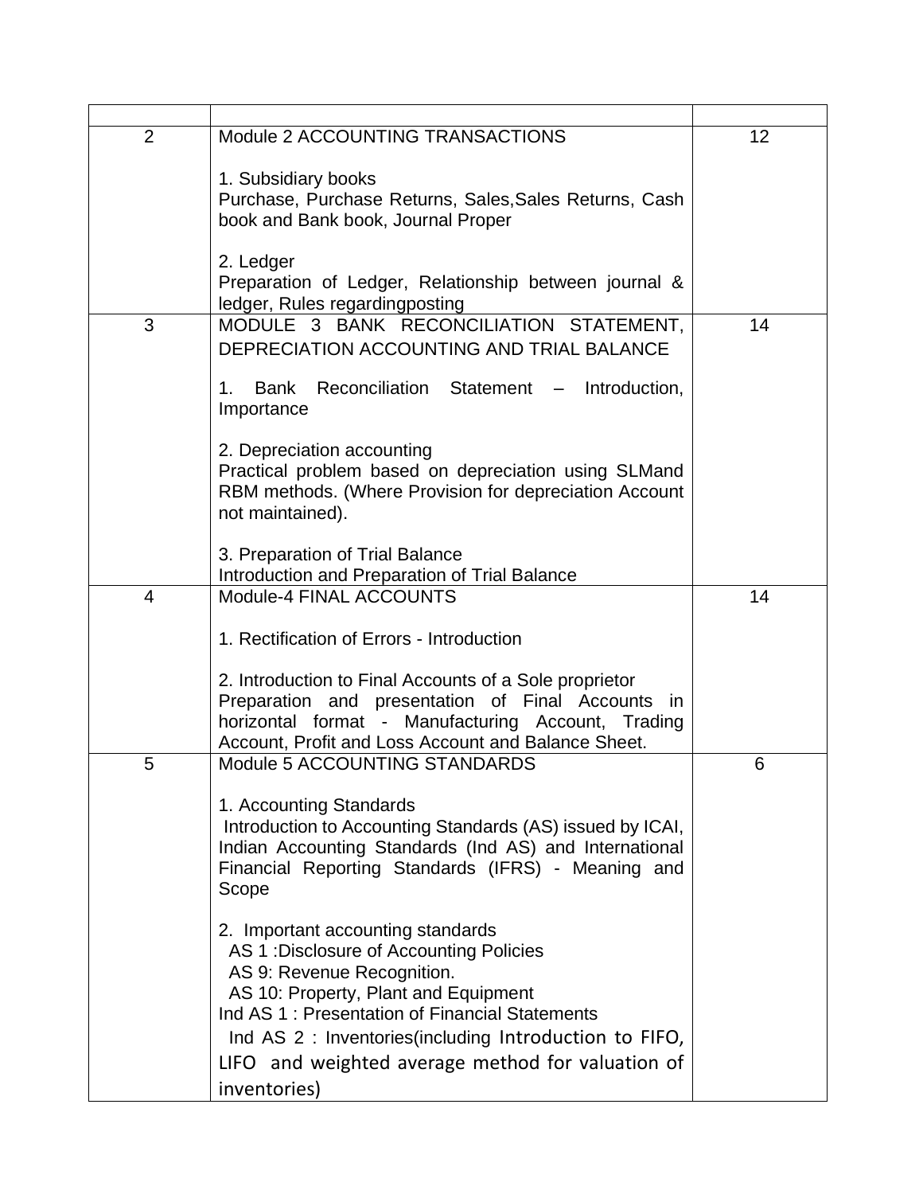| | | |
|---|---|---|
| 2 | Module 2 ACCOUNTING TRANSACTIONS<br><br>1. Subsidiary books<br>Purchase, Purchase Returns, Sales,Sales Returns, Cash book and Bank book, Journal Proper<br><br>2. Ledger<br>Preparation of Ledger, Relationship between journal & ledger, Rules regardingposting | 12 |
| 3 | MODULE 3 BANK RECONCILIATION STATEMENT, DEPRECIATION ACCOUNTING AND TRIAL BALANCE<br><br>1. Bank Reconciliation Statement – Introduction, Importance<br><br>2. Depreciation accounting<br>Practical problem based on depreciation using SLMand RBM methods. (Where Provision for depreciation Account not maintained).<br><br>3. Preparation of Trial Balance<br>Introduction and Preparation of Trial Balance | 14 |
| 4 | Module-4 FINAL ACCOUNTS<br><br>1. Rectification of Errors - Introduction<br><br>2. Introduction to Final Accounts of a Sole proprietor<br>Preparation and presentation of Final Accounts in horizontal format - Manufacturing Account, Trading Account, Profit and Loss Account and Balance Sheet. | 14 |
| 5 | Module 5 ACCOUNTING STANDARDS<br><br>1. Accounting Standards<br>Introduction to Accounting Standards (AS) issued by ICAI, Indian Accounting Standards (Ind AS) and International Financial Reporting Standards (IFRS) - Meaning and Scope<br><br>2. Important accounting standards<br>AS 1 :Disclosure of Accounting Policies<br>AS 9: Revenue Recognition.<br>AS 10: Property, Plant and Equipment<br>Ind AS 1 : Presentation of Financial Statements<br>Ind AS 2 : Inventories(including Introduction to FIFO, LIFO and weighted average method for valuation of inventories) | 6 |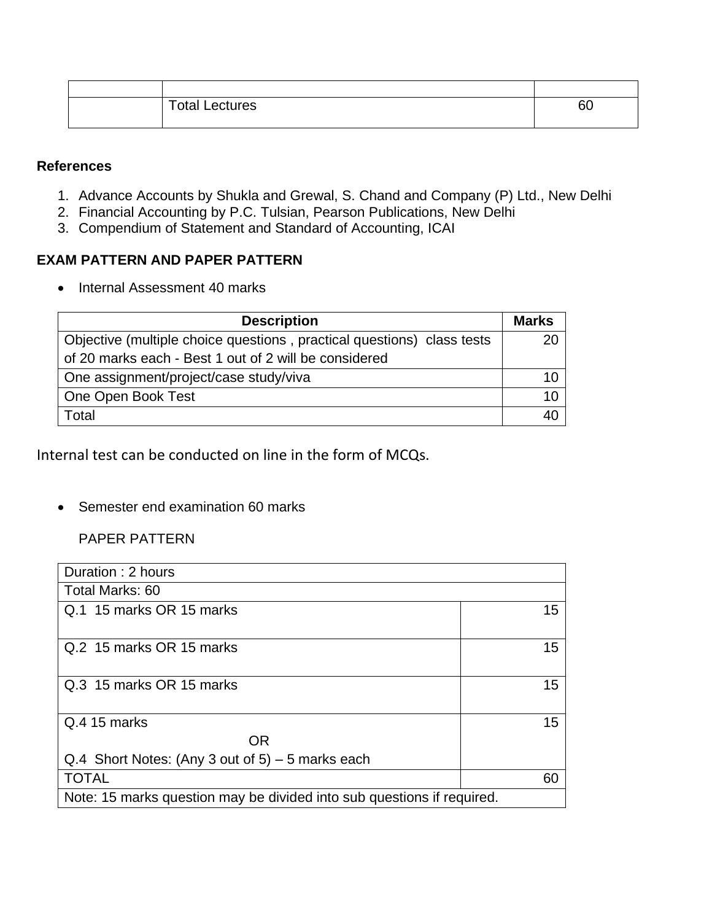| | | |
|---|---|---|
| | Total Lectures | 60 |

**References**

1. Advance Accounts by Shukla and Grewal, S. Chand and Company (P) Ltd., New Delhi
2. Financial Accounting by P.C. Tulsian, Pearson Publications, New Delhi
3. Compendium of Statement and Standard of Accounting, ICAI

**EXAM PATTERN AND PAPER PATTERN**

- Internal Assessment 40 marks

| Description | Marks |
|---|---|
| Objective (multiple choice questions , practical questions) class tests of 20 marks each - Best 1 out of 2 will be considered | 20 |
| One assignment/project/case study/viva | 10 |
| One Open Book Test | 10 |
| Total | 40 |

Internal test can be conducted on line in the form of MCQs.

- Semester end examination 60 marks

  PAPER PATTERN

| Duration : 2 hours | |
|---|---|
| Total Marks: 60 | |
| Q.1 15 marks OR 15 marks | 15 |
| Q.2 15 marks OR 15 marks | 15 |
| Q.3 15 marks OR 15 marks | 15 |
| Q.4 15 marks<br>OR<br>Q.4 Short Notes: (Any 3 out of 5) – 5 marks each | 15 |
| TOTAL | 60 |
| Note: 15 marks question may be divided into sub questions if required. | |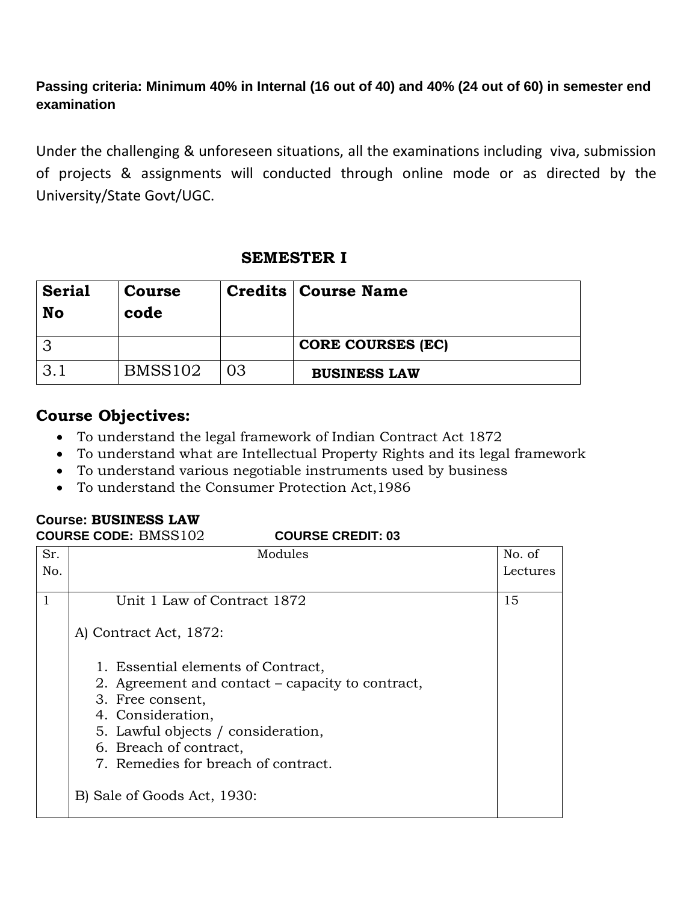**Passing criteria: Minimum 40% in Internal (16 out of 40) and 40% (24 out of 60) in semester end examination**

Under the challenging & unforeseen situations, all the examinations including viva, submission of projects & assignments will conducted through online mode or as directed by the University/State Govt/UGC.

## SEMESTER I

| Serial No | Course code | Credits | Course Name |
|---|---|---|---|
| 3 | | | **CORE COURSES (EC)** |
| 3.1 | BMSS102 | 03 | **BUSINESS LAW** |

## Course Objectives:

- To understand the legal framework of Indian Contract Act 1872
- To understand what are Intellectual Property Rights and its legal framework
- To understand various negotiable instruments used by business
- To understand the Consumer Protection Act,1986

**Course: BUSINESS LAW**
**COURSE CODE:** BMSS102 **COURSE CREDIT: 03**

| Sr. No. | Modules | No. of Lectures |
|---|---|---|
| 1 | Unit 1 Law of Contract 1872<br><br>A) Contract Act, 1872:<br><br>1. Essential elements of Contract,<br>2. Agreement and contact – capacity to contract,<br>3. Free consent,<br>4. Consideration,<br>5. Lawful objects / consideration,<br>6. Breach of contract,<br>7. Remedies for breach of contract.<br><br>B) Sale of Goods Act, 1930: | 15 |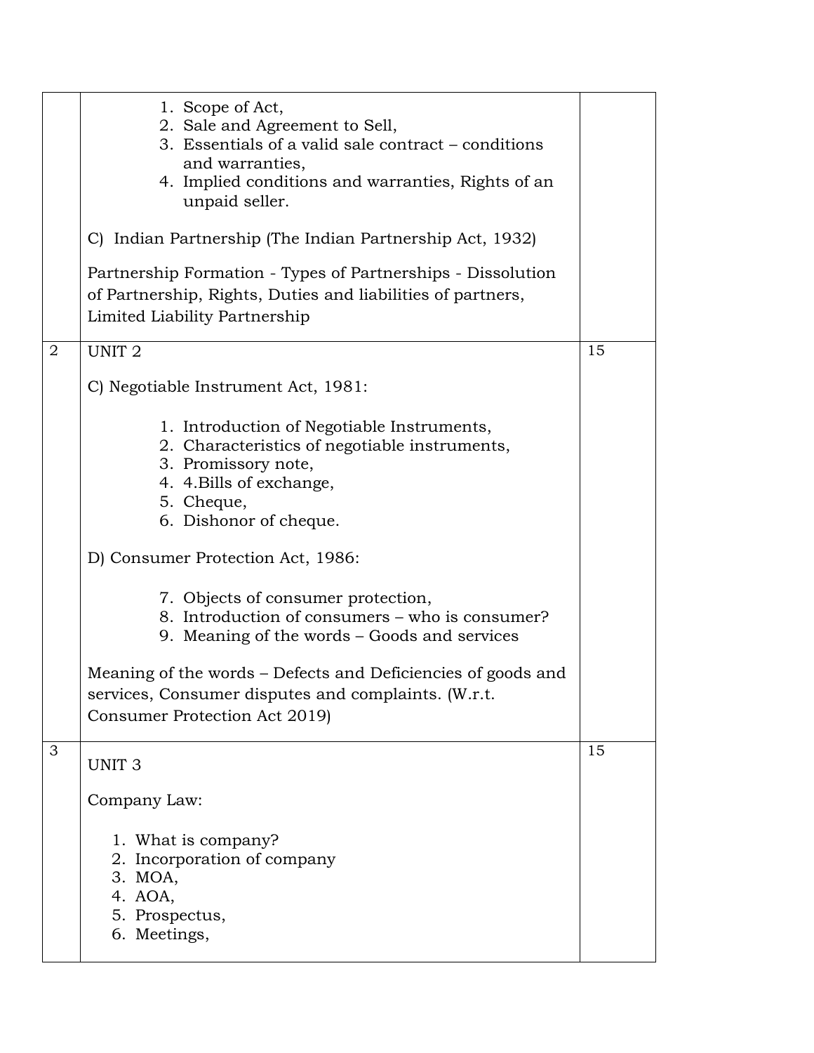| | | |
|---|---|---|
| | 1. Scope of Act,<br>2. Sale and Agreement to Sell,<br>3. Essentials of a valid sale contract – conditions and warranties,<br>4. Implied conditions and warranties, Rights of an unpaid seller.<br><br>C) Indian Partnership (The Indian Partnership Act, 1932)<br><br>Partnership Formation - Types of Partnerships - Dissolution of Partnership, Rights, Duties and liabilities of partners, Limited Liability Partnership | |
| 2 | UNIT 2<br><br>C) Negotiable Instrument Act, 1981:<br><br>1. Introduction of Negotiable Instruments,<br>2. Characteristics of negotiable instruments,<br>3. Promissory note,<br>4. 4.Bills of exchange,<br>5. Cheque,<br>6. Dishonor of cheque.<br><br>D) Consumer Protection Act, 1986:<br><br>7. Objects of consumer protection,<br>8. Introduction of consumers – who is consumer?<br>9. Meaning of the words – Goods and services<br><br>Meaning of the words – Defects and Deficiencies of goods and services, Consumer disputes and complaints. (W.r.t. Consumer Protection Act 2019) | 15 |
| 3 | UNIT 3<br><br>Company Law:<br><br>1. What is company?<br>2. Incorporation of company<br>3. MOA,<br>4. AOA,<br>5. Prospectus,<br>6. Meetings, | 15 |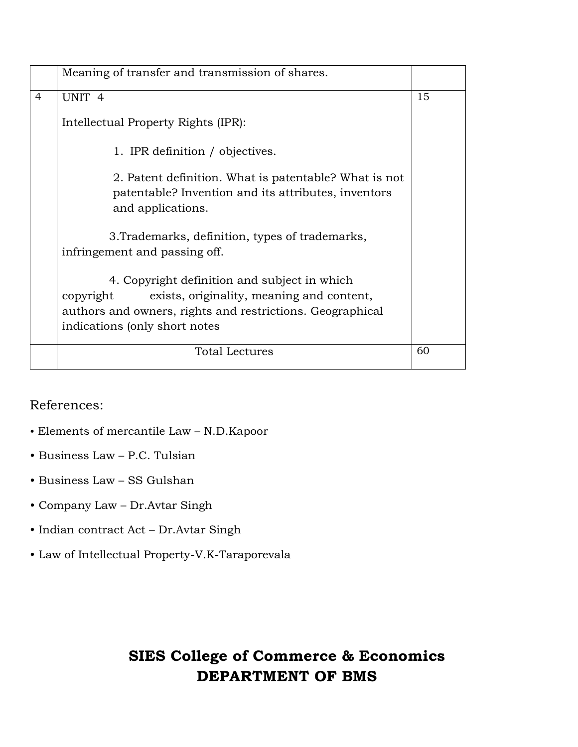| | | |
|---|---|---|
| | Meaning of transfer and transmission of shares. | |
| 4 | UNIT 4<br><br>Intellectual Property Rights (IPR):<br><br>1. IPR definition / objectives.<br><br>2. Patent definition. What is patentable? What is not patentable? Invention and its attributes, inventors and applications.<br><br>3.Trademarks, definition, types of trademarks, infringement and passing off.<br><br>4. Copyright definition and subject in which copyright exists, originality, meaning and content, authors and owners, rights and restrictions. Geographical indications (only short notes | 15 |
| | Total Lectures | 60 |

References:

- Elements of mercantile Law – N.D.Kapoor
- Business Law – P.C. Tulsian
- Business Law – SS Gulshan
- Company Law – Dr.Avtar Singh
- Indian contract Act – Dr.Avtar Singh
- Law of Intellectual Property-V.K-Taraporevala

**SIES College of Commerce & Economics**
**DEPARTMENT OF BMS**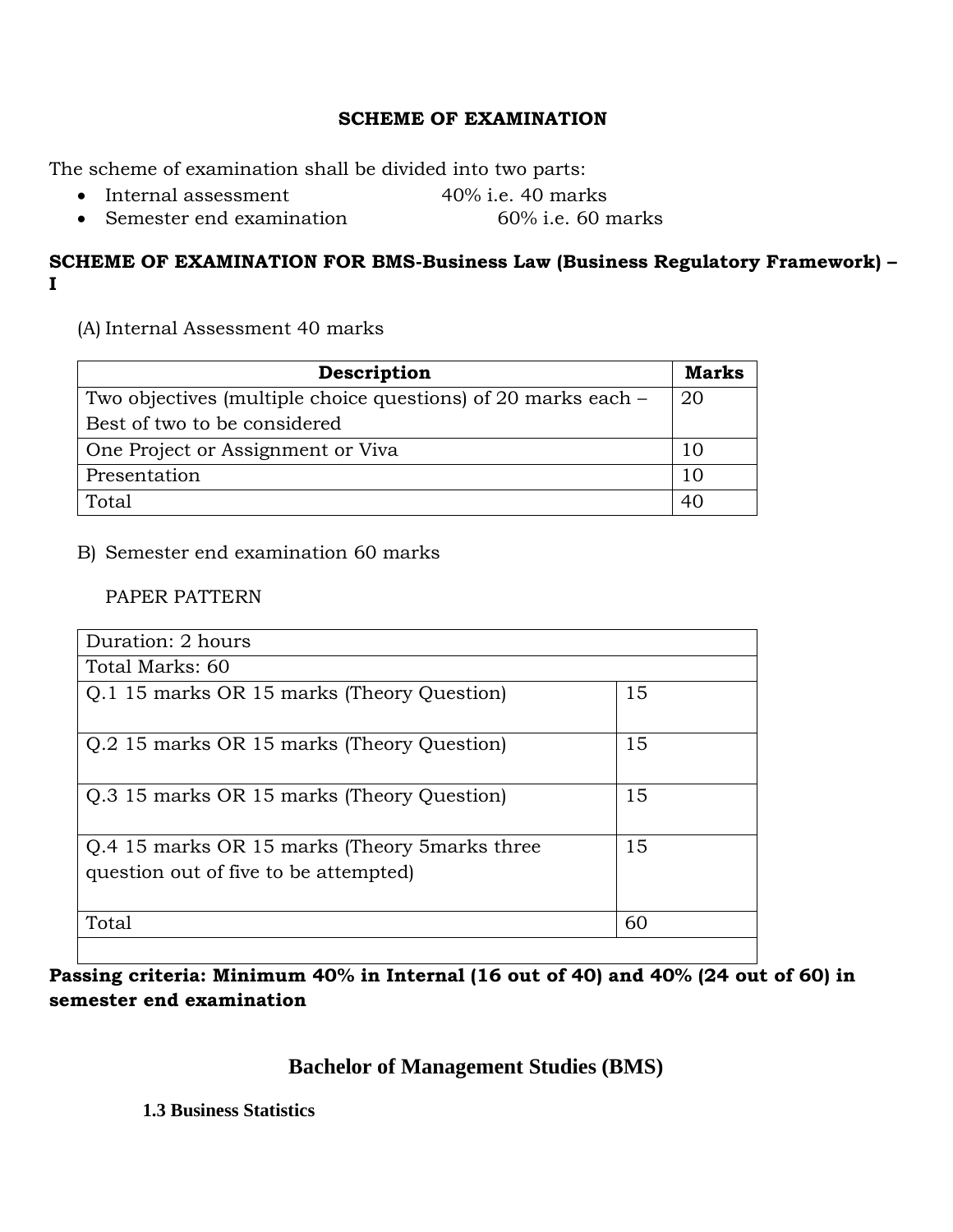## SCHEME OF EXAMINATION

The scheme of examination shall be divided into two parts:

- Internal assessment 40% i.e. 40 marks
- Semester end examination 60% i.e. 60 marks

**SCHEME OF EXAMINATION FOR BMS-Business Law (Business Regulatory Framework) – I**

(A) Internal Assessment 40 marks

| Description | Marks |
|---|---|
| Two objectives (multiple choice questions) of 20 marks each – Best of two to be considered | 20 |
| One Project or Assignment or Viva | 10 |
| Presentation | 10 |
| Total | 40 |

B) Semester end examination 60 marks

PAPER PATTERN

| Duration: 2 hours | |
|---|---|
| Total Marks: 60 | |
| Q.1 15 marks OR 15 marks (Theory Question) | 15 |
| Q.2 15 marks OR 15 marks (Theory Question) | 15 |
| Q.3 15 marks OR 15 marks (Theory Question) | 15 |
| Q.4 15 marks OR 15 marks (Theory 5marks three question out of five to be attempted) | 15 |
| Total | 60 |
| | |

**Passing criteria: Minimum 40% in Internal (16 out of 40) and 40% (24 out of 60) in semester end examination**

## Bachelor of Management Studies (BMS)

**1.3 Business Statistics**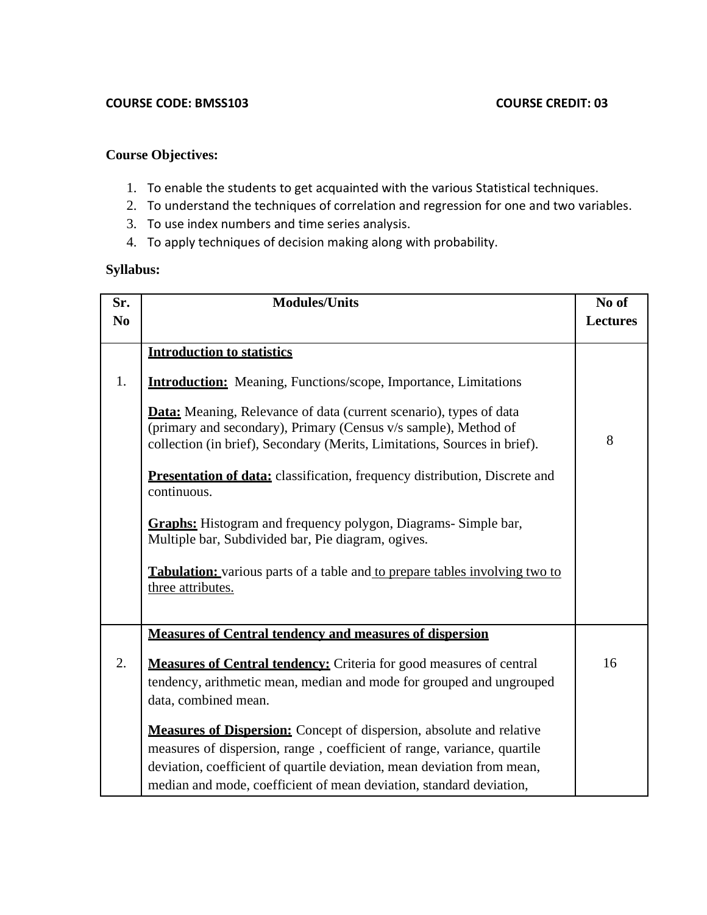**COURSE CODE: BMSS103** **COURSE CREDIT: 03**

**Course Objectives:**

1. To enable the students to get acquainted with the various Statistical techniques.
2. To understand the techniques of correlation and regression for one and two variables.
3. To use index numbers and time series analysis.
4. To apply techniques of decision making along with probability.

**Syllabus:**

| Sr. No | Modules/Units | No of Lectures |
|---|---|---|
| 1. | **Introduction to statistics**<br><br>**Introduction:** Meaning, Functions/scope, Importance, Limitations<br><br>**Data:** Meaning, Relevance of data (current scenario), types of data (primary and secondary), Primary (Census v/s sample), Method of collection (in brief), Secondary (Merits, Limitations, Sources in brief).<br><br>**Presentation of data:** classification, frequency distribution, Discrete and continuous.<br><br>**Graphs:** Histogram and frequency polygon, Diagrams- Simple bar, Multiple bar, Subdivided bar, Pie diagram, ogives.<br><br>**Tabulation:** various parts of a table and to prepare tables involving two to three attributes. | 8 |
| 2. | **Measures of Central tendency and measures of dispersion**<br><br>**Measures of Central tendency:** Criteria for good measures of central tendency, arithmetic mean, median and mode for grouped and ungrouped data, combined mean.<br><br>**Measures of Dispersion:** Concept of dispersion, absolute and relative measures of dispersion, range , coefficient of range, variance, quartile deviation, coefficient of quartile deviation, mean deviation from mean, median and mode, coefficient of mean deviation, standard deviation, | 16 |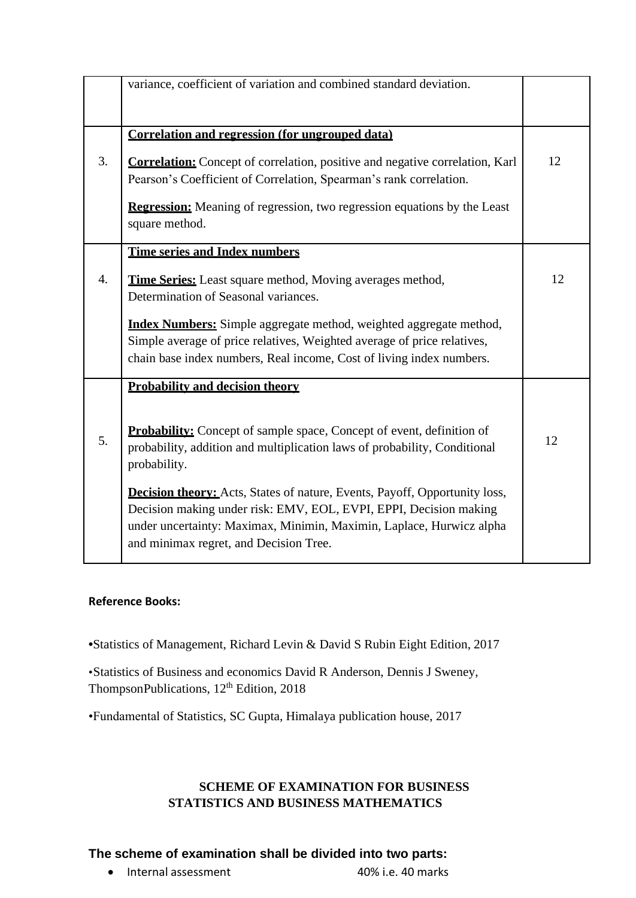| | | |
|---|---|---|
| | variance, coefficient of variation and combined standard deviation. | |
| 3. | **Correlation and regression (for ungrouped data)**<br><br>**Correlation:** Concept of correlation, positive and negative correlation, Karl Pearson's Coefficient of Correlation, Spearman's rank correlation.<br><br>**Regression:** Meaning of regression, two regression equations by the Least square method. | 12 |
| 4. | **Time series and Index numbers**<br><br>**Time Series:** Least square method, Moving averages method, Determination of Seasonal variances.<br><br>**Index Numbers:** Simple aggregate method, weighted aggregate method, Simple average of price relatives, Weighted average of price relatives, chain base index numbers, Real income, Cost of living index numbers. | 12 |
| 5. | **Probability and decision theory**<br><br>**Probability:** Concept of sample space, Concept of event, definition of probability, addition and multiplication laws of probability, Conditional probability.<br><br>**Decision theory:** Acts, States of nature, Events, Payoff, Opportunity loss, Decision making under risk: EMV, EOL, EVPI, EPPI, Decision making under uncertainty: Maximax, Minimin, Maximin, Laplace, Hurwicz alpha and minimax regret, and Decision Tree. | 12 |

**Reference Books:**

- Statistics of Management, Richard Levin & David S Rubin Eight Edition, 2017
- Statistics of Business and economics David R Anderson, Dennis J Sweney, ThompsonPublications, 12th Edition, 2018
- Fundamental of Statistics, SC Gupta, Himalaya publication house, 2017

## SCHEME OF EXAMINATION FOR BUSINESS STATISTICS AND BUSINESS MATHEMATICS

### The scheme of examination shall be divided into two parts:

- Internal assessment 40% i.e. 40 marks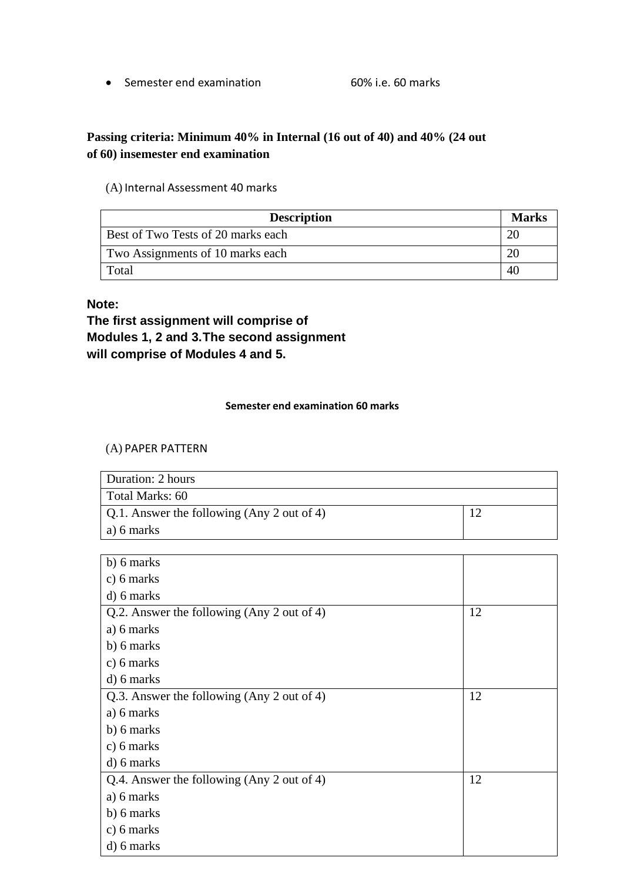- Semester end examination 60% i.e. 60 marks

**Passing criteria: Minimum 40% in Internal (16 out of 40) and 40% (24 out of 60) insemester end examination**

(A) Internal Assessment 40 marks

| Description | Marks |
|---|---|
| Best of Two Tests of 20 marks each | 20 |
| Two Assignments of 10 marks each | 20 |
| Total | 40 |

**Note:**
**The first assignment will comprise of Modules 1, 2 and 3.The second assignment will comprise of Modules 4 and 5.**

**Semester end examination 60 marks**

(A) PAPER PATTERN

| Duration: 2 hours | |
|---|---|
| Total Marks: 60 | |
| Q.1. Answer the following (Any 2 out of 4)<br>a) 6 marks<br>b) 6 marks<br>c) 6 marks<br>d) 6 marks | 12 |
| Q.2. Answer the following (Any 2 out of 4)<br>a) 6 marks<br>b) 6 marks<br>c) 6 marks<br>d) 6 marks | 12 |
| Q.3. Answer the following (Any 2 out of 4)<br>a) 6 marks<br>b) 6 marks<br>c) 6 marks<br>d) 6 marks | 12 |
| Q.4. Answer the following (Any 2 out of 4)<br>a) 6 marks<br>b) 6 marks<br>c) 6 marks<br>d) 6 marks | 12 |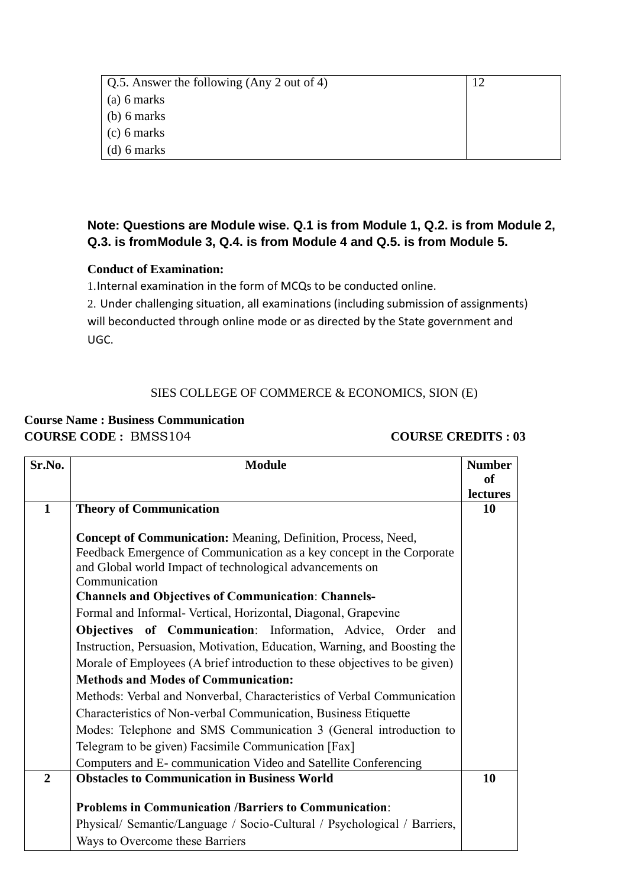| Q.5. Answer the following (Any 2 out of 4) | 12 |
| --- | --- |
| (a) 6 marks<br>(b) 6 marks<br>(c) 6 marks<br>(d) 6 marks | |

**Note: Questions are Module wise. Q.1 is from Module 1, Q.2. is from Module 2, Q.3. is fromModule 3, Q.4. is from Module 4 and Q.5. is from Module 5.**

**Conduct of Examination:**

1.Internal examination in the form of MCQs to be conducted online.

2. Under challenging situation, all examinations (including submission of assignments) will beconducted through online mode or as directed by the State government and UGC.

SIES COLLEGE OF COMMERCE & ECONOMICS, SION (E)

**Course Name : Business Communication**

**COURSE CODE :** BMSS104 **COURSE CREDITS : 03**

| Sr.No. | Module | Number of lectures |
| --- | --- | --- |
| **1** | **Theory of Communication**<br><br>**Concept of Communication:** Meaning, Definition, Process, Need, Feedback Emergence of Communication as a key concept in the Corporate and Global world Impact of technological advancements on Communication<br>**Channels and Objectives of Communication**: **Channels-**<br>Formal and Informal- Vertical, Horizontal, Diagonal, Grapevine<br>**Objectives of Communication**: Information, Advice, Order and Instruction, Persuasion, Motivation, Education, Warning, and Boosting the Morale of Employees (A brief introduction to these objectives to be given)<br>**Methods and Modes of Communication:**<br>Methods: Verbal and Nonverbal, Characteristics of Verbal Communication Characteristics of Non-verbal Communication, Business Etiquette<br>Modes: Telephone and SMS Communication 3 (General introduction to Telegram to be given) Facsimile Communication [Fax]<br>Computers and E- communication Video and Satellite Conferencing | **10** |
| **2** | **Obstacles to Communication in Business World**<br><br>**Problems in Communication /Barriers to Communication**:<br>Physical/ Semantic/Language / Socio-Cultural / Psychological / Barriers, Ways to Overcome these Barriers | **10** |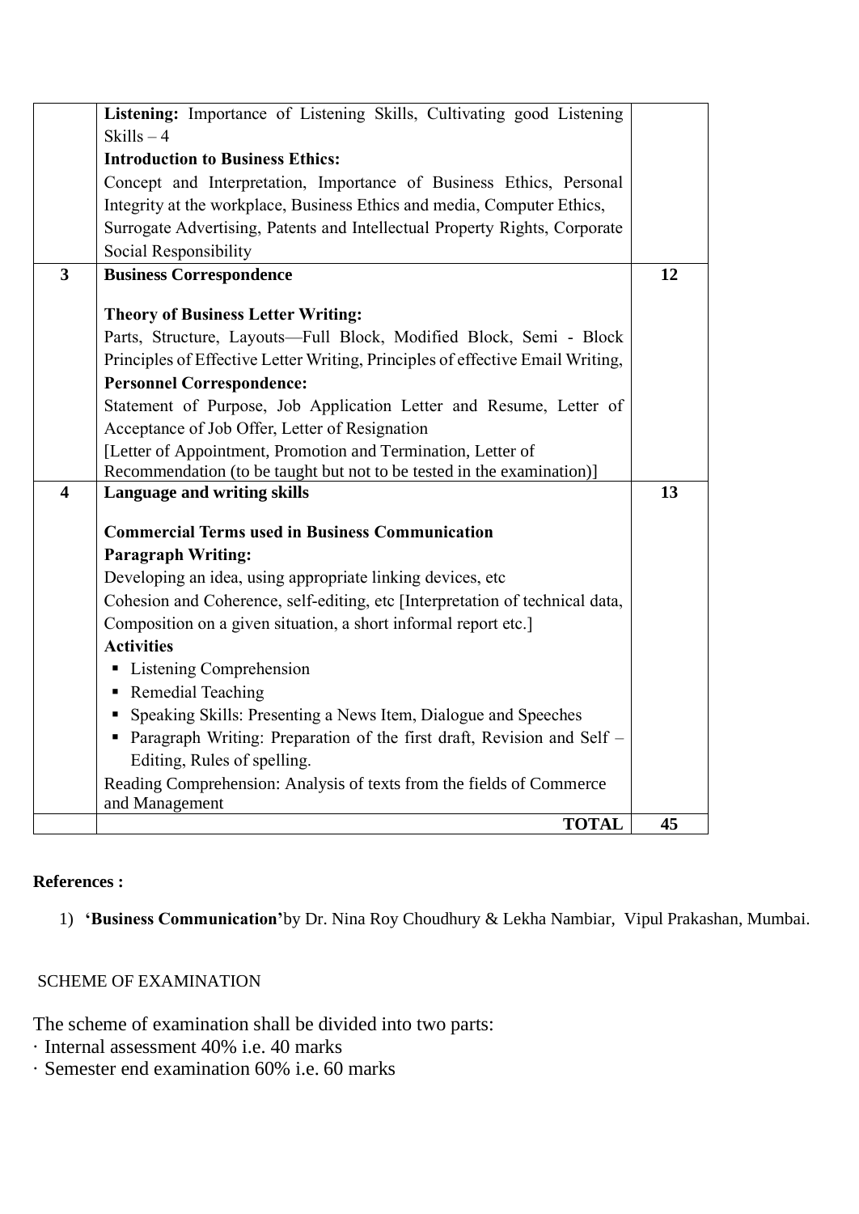| | | |
|---|---|---|
| | **Listening:** Importance of Listening Skills, Cultivating good Listening Skills – 4<br>**Introduction to Business Ethics:**<br>Concept and Interpretation, Importance of Business Ethics, Personal Integrity at the workplace, Business Ethics and media, Computer Ethics, Surrogate Advertising, Patents and Intellectual Property Rights, Corporate Social Responsibility | |
| **3** | **Business Correspondence**<br><br>**Theory of Business Letter Writing:**<br>Parts, Structure, Layouts—Full Block, Modified Block, Semi - Block Principles of Effective Letter Writing, Principles of effective Email Writing,<br>**Personnel Correspondence:**<br>Statement of Purpose, Job Application Letter and Resume, Letter of Acceptance of Job Offer, Letter of Resignation<br>[Letter of Appointment, Promotion and Termination, Letter of Recommendation (to be taught but not to be tested in the examination)] | **12** |
| **4** | **Language and writing skills**<br><br>**Commercial Terms used in Business Communication**<br>**Paragraph Writing:**<br>Developing an idea, using appropriate linking devices, etc<br>Cohesion and Coherence, self-editing, etc [Interpretation of technical data, Composition on a given situation, a short informal report etc.]<br>**Activities**<br>▪ Listening Comprehension<br>▪ Remedial Teaching<br>▪ Speaking Skills: Presenting a News Item, Dialogue and Speeches<br>▪ Paragraph Writing: Preparation of the first draft, Revision and Self – Editing, Rules of spelling.<br>Reading Comprehension: Analysis of texts from the fields of Commerce and Management | **13** |
| | **TOTAL** | **45** |

**References :**

1) **'Business Communication'**by Dr. Nina Roy Choudhury & Lekha Nambiar, Vipul Prakashan, Mumbai.

SCHEME OF EXAMINATION

The scheme of examination shall be divided into two parts:

· Internal assessment 40% i.e. 40 marks

· Semester end examination 60% i.e. 60 marks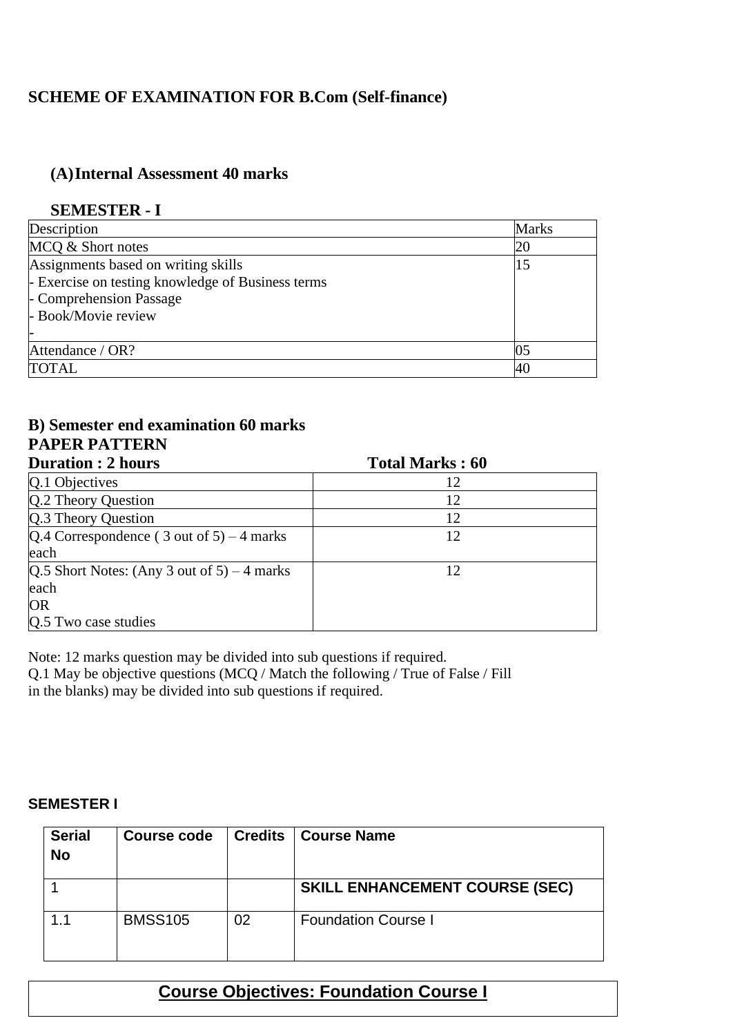## SCHEME OF EXAMINATION FOR B.Com (Self-finance)

### (A) Internal Assessment 40 marks

**SEMESTER - I**

| Description | Marks |
|---|---|
| MCQ & Short notes | 20 |
| Assignments based on writing skills<br>- Exercise on testing knowledge of Business terms<br>- Comprehension Passage<br>- Book/Movie review<br>- | 15 |
| Attendance / OR? | 05 |
| TOTAL | 40 |

### B) Semester end examination 60 marks

**PAPER PATTERN**

| Duration : 2 hours | Total Marks : 60 |
|---|---|
| Q.1 Objectives | 12 |
| Q.2 Theory Question | 12 |
| Q.3 Theory Question | 12 |
| Q.4 Correspondence ( 3 out of 5) – 4 marks each | 12 |
| Q.5 Short Notes: (Any 3 out of 5) – 4 marks each<br>OR<br>Q.5 Two case studies | 12 |

Note: 12 marks question may be divided into sub questions if required.
Q.1 May be objective questions (MCQ / Match the following / True of False / Fill in the blanks) may be divided into sub questions if required.

**SEMESTER I**

| Serial No | Course code | Credits | Course Name |
|---|---|---|---|
| 1 | | | **SKILL ENHANCEMENT COURSE (SEC)** |
| 1.1 | BMSS105 | 02 | Foundation Course I |

**Course Objectives: Foundation Course I**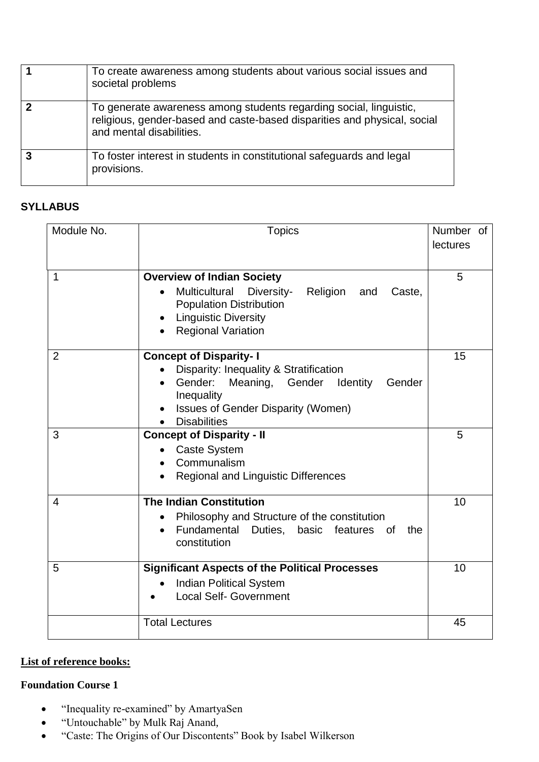| | |
|---|---|
| **1** | To create awareness among students about various social issues and societal problems |
| **2** | To generate awareness among students regarding social, linguistic, religious, gender-based and caste-based disparities and physical, social and mental disabilities. |
| **3** | To foster interest in students in constitutional safeguards and legal provisions. |

**SYLLABUS**

| Module No. | Topics | Number of lectures |
|---|---|---|
| 1 | **Overview of Indian Society**<br>• Multicultural Diversity- Religion and Caste, Population Distribution<br>• Linguistic Diversity<br>• Regional Variation | 5 |
| 2 | **Concept of Disparity- I**<br>• Disparity: Inequality & Stratification<br>• Gender: Meaning, Gender Identity Gender Inequality<br>• Issues of Gender Disparity (Women)<br>• Disabilities | 15 |
| 3 | **Concept of Disparity - II**<br>• Caste System<br>• Communalism<br>• Regional and Linguistic Differences | 5 |
| 4 | **The Indian Constitution**<br>• Philosophy and Structure of the constitution<br>• Fundamental Duties, basic features of the constitution | 10 |
| 5 | **Significant Aspects of the Political Processes**<br>• Indian Political System<br>• Local Self- Government | 10 |
| | Total Lectures | 45 |

**List of reference books:**

**Foundation Course 1**

- "Inequality re-examined" by AmartyaSen
- "Untouchable" by Mulk Raj Anand,
- "Caste: The Origins of Our Discontents" Book by Isabel Wilkerson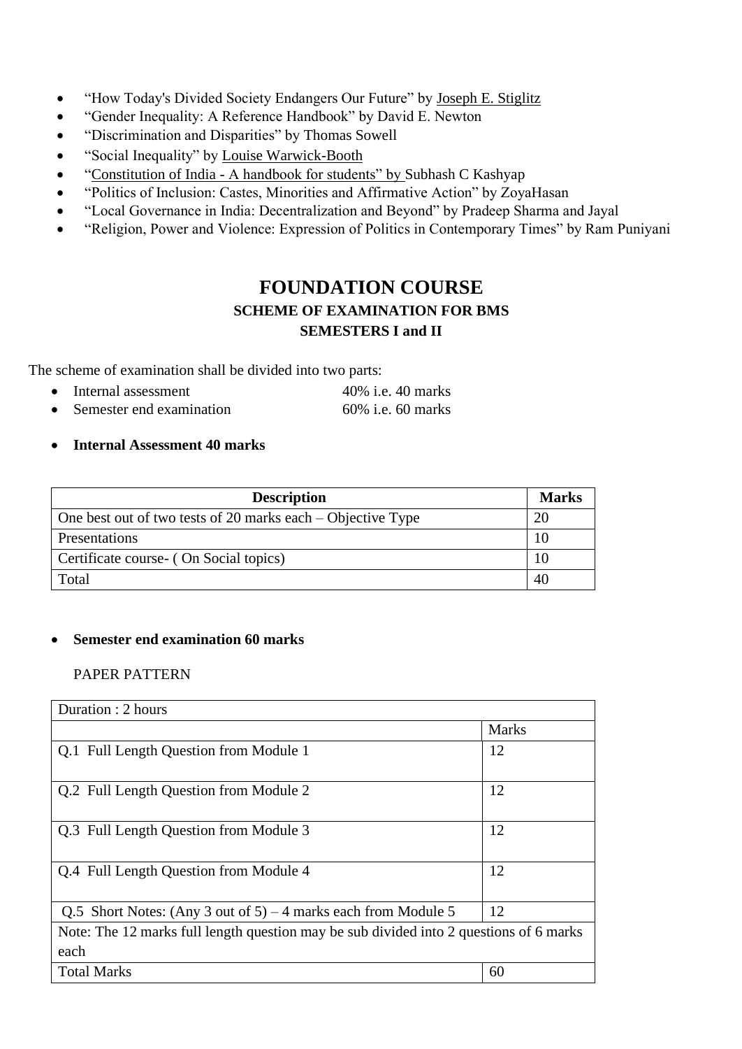- “How Today's Divided Society Endangers Our Future” by Joseph E. Stiglitz
- “Gender Inequality: A Reference Handbook” by David E. Newton
- “Discrimination and Disparities” by Thomas Sowell
- “Social Inequality” by Louise Warwick-Booth
- “Constitution of India - A handbook for students” by Subhash C Kashyap
- “Politics of Inclusion: Castes, Minorities and Affirmative Action” by ZoyaHasan
- “Local Governance in India: Decentralization and Beyond” by Pradeep Sharma and Jayal
- “Religion, Power and Violence: Expression of Politics in Contemporary Times” by Ram Puniyani

# FOUNDATION COURSE

### SCHEME OF EXAMINATION FOR BMS
### SEMESTERS I and II

The scheme of examination shall be divided into two parts:

- Internal assessment 40% i.e. 40 marks
- Semester end examination 60% i.e. 60 marks

- **Internal Assessment 40 marks**

| Description | Marks |
|---|---|
| One best out of two tests of 20 marks each – Objective Type | 20 |
| Presentations | 10 |
| Certificate course- ( On Social topics) | 10 |
| Total | 40 |

- **Semester end examination 60 marks**

PAPER PATTERN

| Duration : 2 hours | |
|---|---|
| | Marks |
| Q.1 Full Length Question from Module 1 | 12 |
| Q.2 Full Length Question from Module 2 | 12 |
| Q.3 Full Length Question from Module 3 | 12 |
| Q.4 Full Length Question from Module 4 | 12 |
| Q.5 Short Notes: (Any 3 out of 5) – 4 marks each from Module 5 | 12 |
| Note: The 12 marks full length question may be sub divided into 2 questions of 6 marks each | |
| Total Marks | 60 |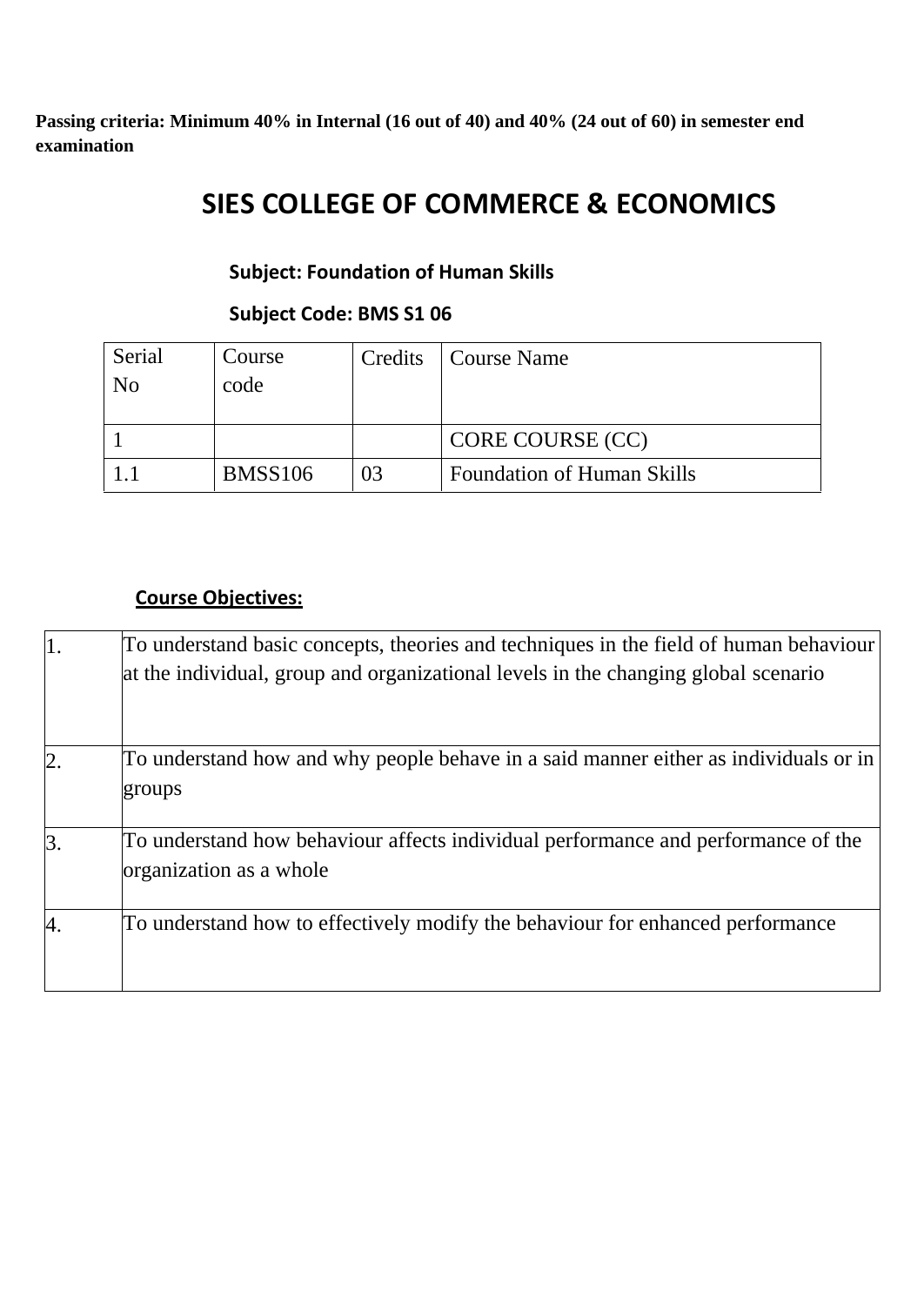**Passing criteria: Minimum 40% in Internal (16 out of 40) and 40% (24 out of 60) in semester end examination**

# SIES COLLEGE OF COMMERCE & ECONOMICS

**Subject: Foundation of Human Skills**

**Subject Code: BMS S1 06**

| Serial No | Course code | Credits | Course Name |
|---|---|---|---|
| 1 | | | CORE COURSE (CC) |
| 1.1 | BMSS106 | 03 | Foundation of Human Skills |

**Course Objectives:**

| | |
|---|---|
| 1. | To understand basic concepts, theories and techniques in the field of human behaviour at the individual, group and organizational levels in the changing global scenario |
| 2. | To understand how and why people behave in a said manner either as individuals or in groups |
| 3. | To understand how behaviour affects individual performance and performance of the organization as a whole |
| 4. | To understand how to effectively modify the behaviour for enhanced performance |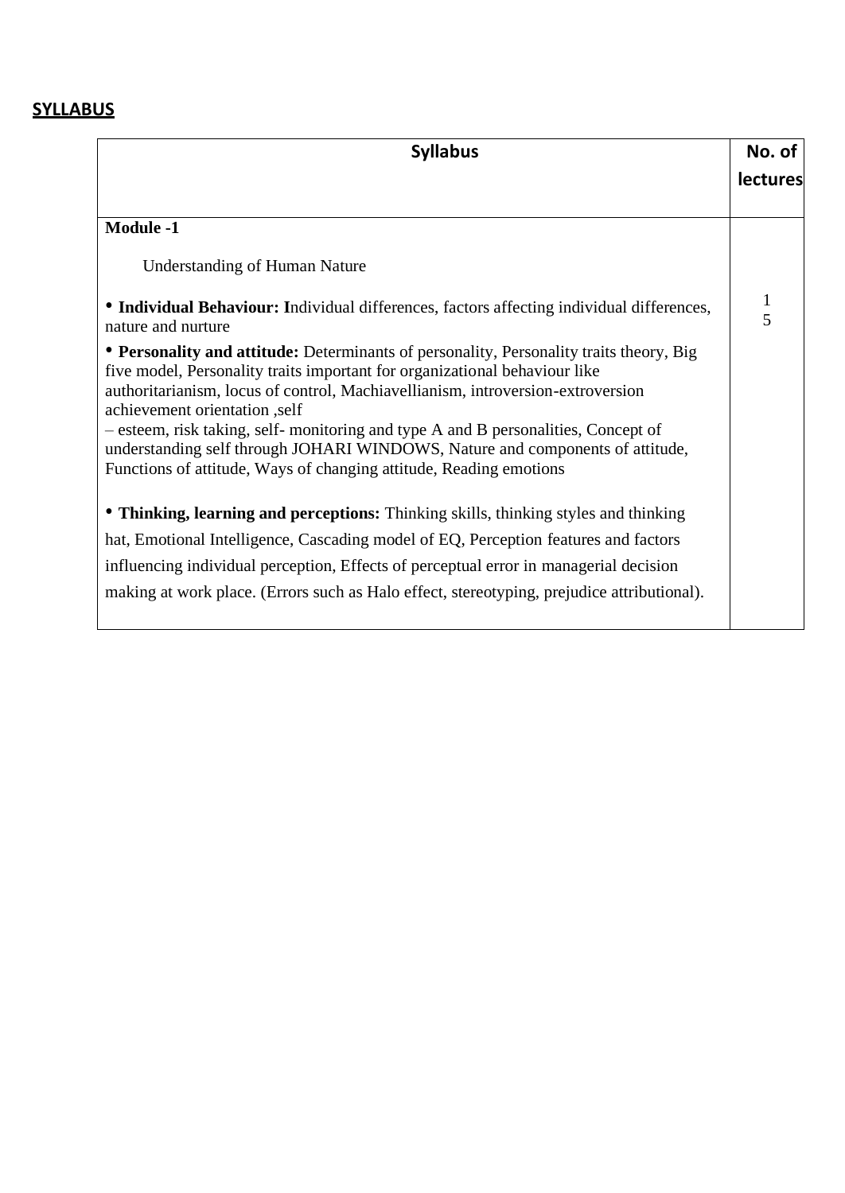## SYLLABUS

| Syllabus | No. of lectures |
|---|---|
| **Module -1**<br><br>Understanding of Human Nature<br><br>• **Individual Behaviour: I**ndividual differences, factors affecting individual differences, nature and nurture<br><br>• **Personality and attitude:** Determinants of personality, Personality traits theory, Big five model, Personality traits important for organizational behaviour like authoritarianism, locus of control, Machiavellianism, introversion-extroversion achievement orientation ,self – esteem, risk taking, self- monitoring and type A and B personalities, Concept of understanding self through JOHARI WINDOWS, Nature and components of attitude, Functions of attitude, Ways of changing attitude, Reading emotions<br><br>• **Thinking, learning and perceptions:** Thinking skills, thinking styles and thinking hat, Emotional Intelligence, Cascading model of EQ, Perception features and factors influencing individual perception, Effects of perceptual error in managerial decision making at work place. (Errors such as Halo effect, stereotyping, prejudice attributional). | 15 |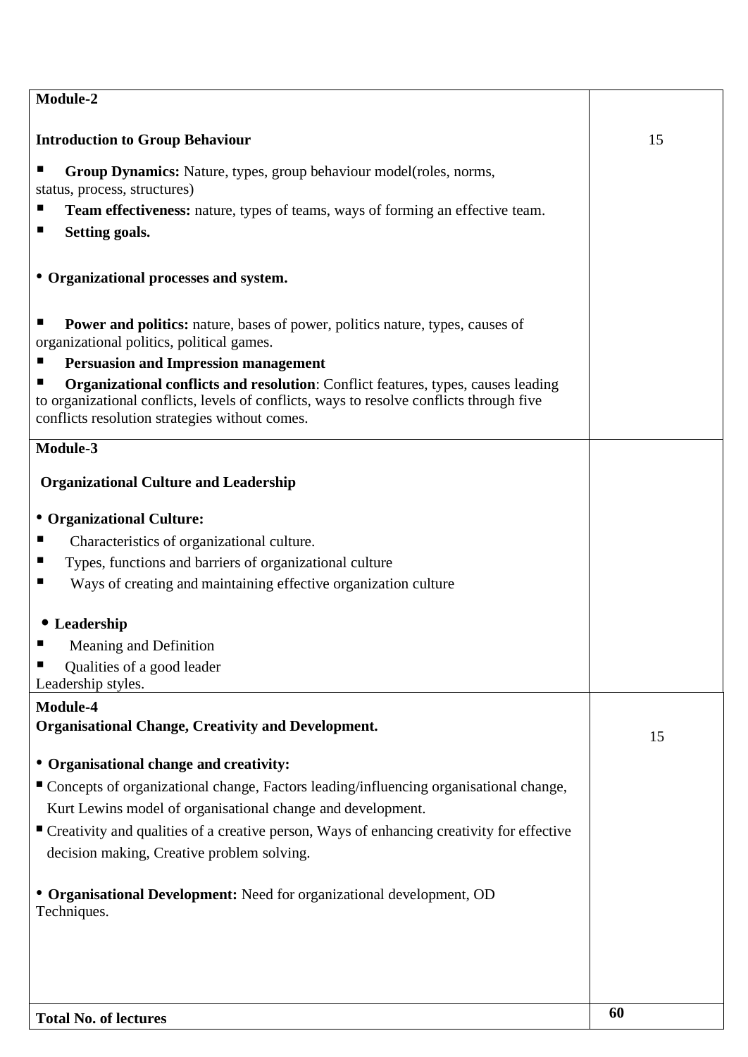| **Module-2**<br><br>**Introduction to Group Behaviour**<br><br>▪ **Group Dynamics:** Nature, types, group behaviour model(roles, norms, status, process, structures)<br>▪ **Team effectiveness:** nature, types of teams, ways of forming an effective team.<br>▪ **Setting goals.**<br><br>• **Organizational processes and system.**<br><br>▪ **Power and politics:** nature, bases of power, politics nature, types, causes of organizational politics, political games.<br>▪ **Persuasion and Impression management**<br>▪ **Organizational conflicts and resolution**: Conflict features, types, causes leading to organizational conflicts, levels of conflicts, ways to resolve conflicts through five conflicts resolution strategies without comes. | 15 |
|---|---|
| **Module-3**<br><br>**Organizational Culture and Leadership**<br><br>• **Organizational Culture:**<br>▪ Characteristics of organizational culture.<br>▪ Types, functions and barriers of organizational culture<br>▪ Ways of creating and maintaining effective organization culture<br><br>• **Leadership**<br>▪ Meaning and Definition<br>▪ Qualities of a good leader<br>Leadership styles. | |
| **Module-4**<br>**Organisational Change, Creativity and Development.**<br><br>• **Organisational change and creativity:**<br>▪ Concepts of organizational change, Factors leading/influencing organisational change, Kurt Lewins model of organisational change and development.<br>▪ Creativity and qualities of a creative person, Ways of enhancing creativity for effective decision making, Creative problem solving.<br><br>• **Organisational Development:** Need for organizational development, OD Techniques. | 15 |
| **Total No. of lectures** | **60** |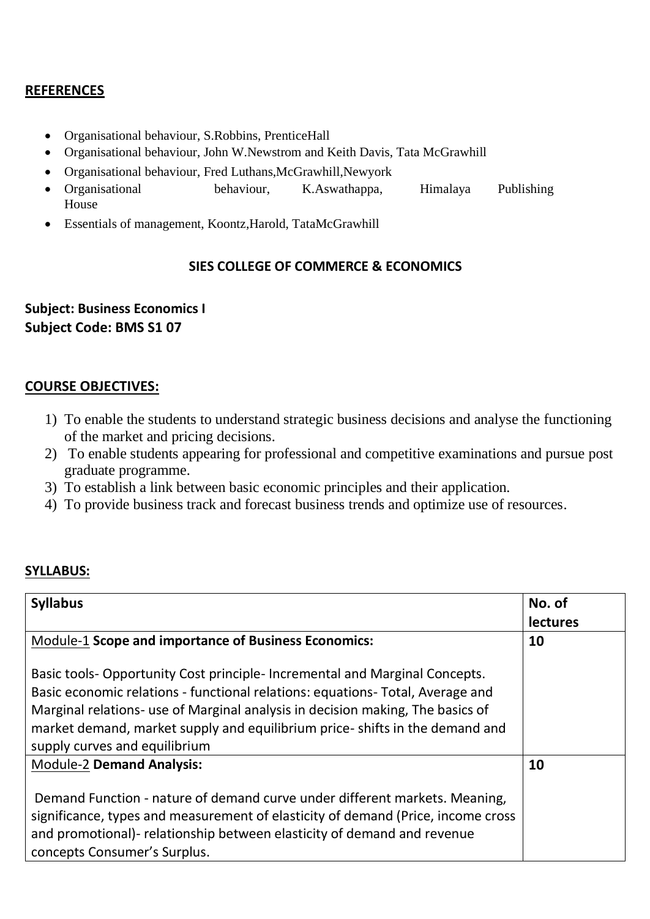## REFERENCES

- Organisational behaviour, S.Robbins, PrenticeHall
- Organisational behaviour, John W.Newstrom and Keith Davis, Tata McGrawhill
- Organisational behaviour, Fred Luthans,McGrawhill,Newyork
- Organisational behaviour, K.Aswathappa, Himalaya Publishing House
- Essentials of management, Koontz,Harold, TataMcGrawhill

## SIES COLLEGE OF COMMERCE & ECONOMICS

**Subject: Business Economics I**
**Subject Code: BMS S1 07**

## COURSE OBJECTIVES:

1) To enable the students to understand strategic business decisions and analyse the functioning of the market and pricing decisions.
2) To enable students appearing for professional and competitive examinations and pursue post graduate programme.
3) To establish a link between basic economic principles and their application.
4) To provide business track and forecast business trends and optimize use of resources.

## SYLLABUS:

| Syllabus | No. of lectures |
|---|---|
| Module-1 **Scope and importance of Business Economics:**<br><br>Basic tools- Opportunity Cost principle- Incremental and Marginal Concepts. Basic economic relations - functional relations: equations- Total, Average and Marginal relations- use of Marginal analysis in decision making, The basics of market demand, market supply and equilibrium price- shifts in the demand and supply curves and equilibrium | **10** |
| Module-2 **Demand Analysis:**<br><br>Demand Function - nature of demand curve under different markets. Meaning, significance, types and measurement of elasticity of demand (Price, income cross and promotional)- relationship between elasticity of demand and revenue concepts Consumer's Surplus. | **10** |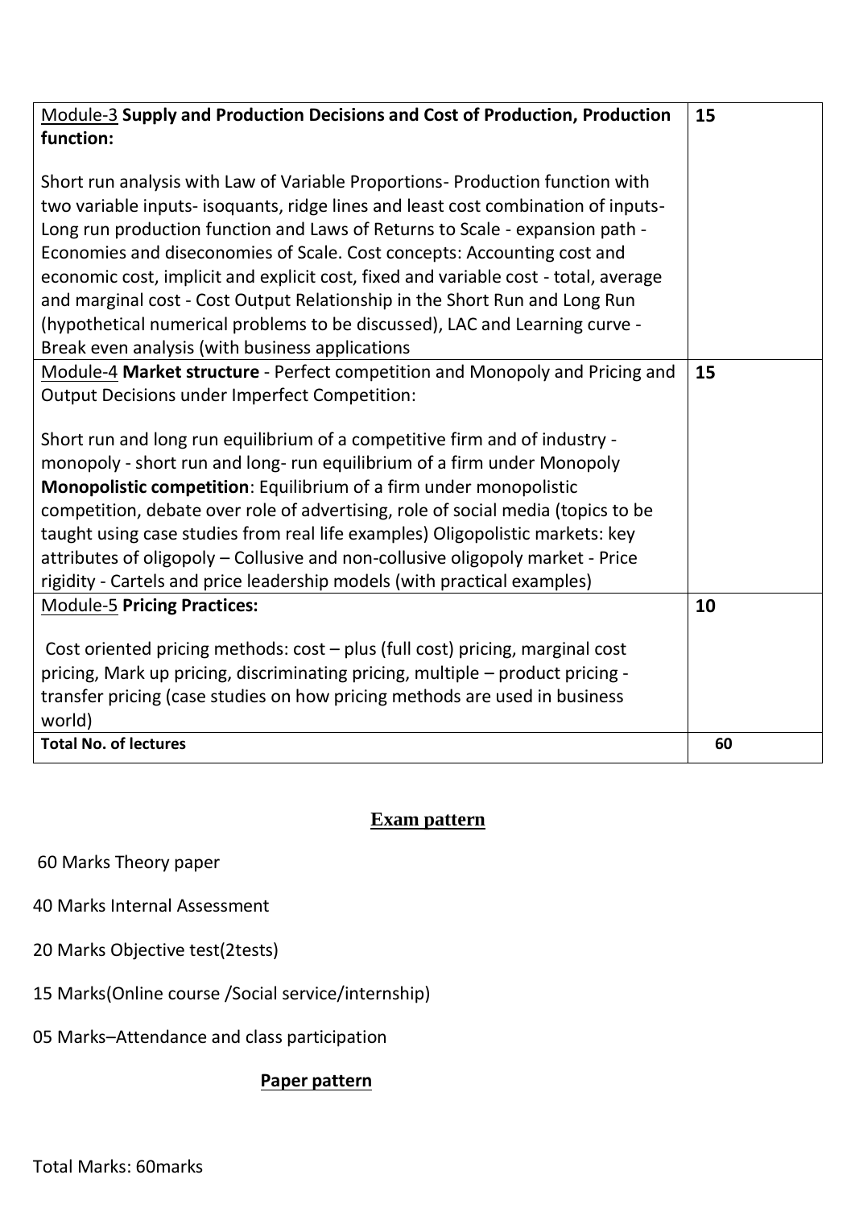| Module-3 **Supply and Production Decisions and Cost of Production, Production function:**<br><br>Short run analysis with Law of Variable Proportions- Production function with two variable inputs- isoquants, ridge lines and least cost combination of inputs- Long run production function and Laws of Returns to Scale - expansion path - Economies and diseconomies of Scale. Cost concepts: Accounting cost and economic cost, implicit and explicit cost, fixed and variable cost - total, average and marginal cost - Cost Output Relationship in the Short Run and Long Run (hypothetical numerical problems to be discussed), LAC and Learning curve - Break even analysis (with business applications | **15** |
|---|---|
| Module-4 **Market structure** - Perfect competition and Monopoly and Pricing and Output Decisions under Imperfect Competition:<br><br>Short run and long run equilibrium of a competitive firm and of industry - monopoly - short run and long- run equilibrium of a firm under Monopoly **Monopolistic competition**: Equilibrium of a firm under monopolistic competition, debate over role of advertising, role of social media (topics to be taught using case studies from real life examples) Oligopolistic markets: key attributes of oligopoly – Collusive and non-collusive oligopoly market - Price rigidity - Cartels and price leadership models (with practical examples) | **15** |
| Module-5 **Pricing Practices:**<br><br>Cost oriented pricing methods: cost – plus (full cost) pricing, marginal cost pricing, Mark up pricing, discriminating pricing, multiple – product pricing - transfer pricing (case studies on how pricing methods are used in business world) | **10** |
| **Total No. of lectures** | **60** |

## Exam pattern

60 Marks Theory paper

40 Marks Internal Assessment

20 Marks Objective test(2tests)

15 Marks(Online course /Social service/internship)

05 Marks–Attendance and class participation

### Paper pattern

Total Marks: 60marks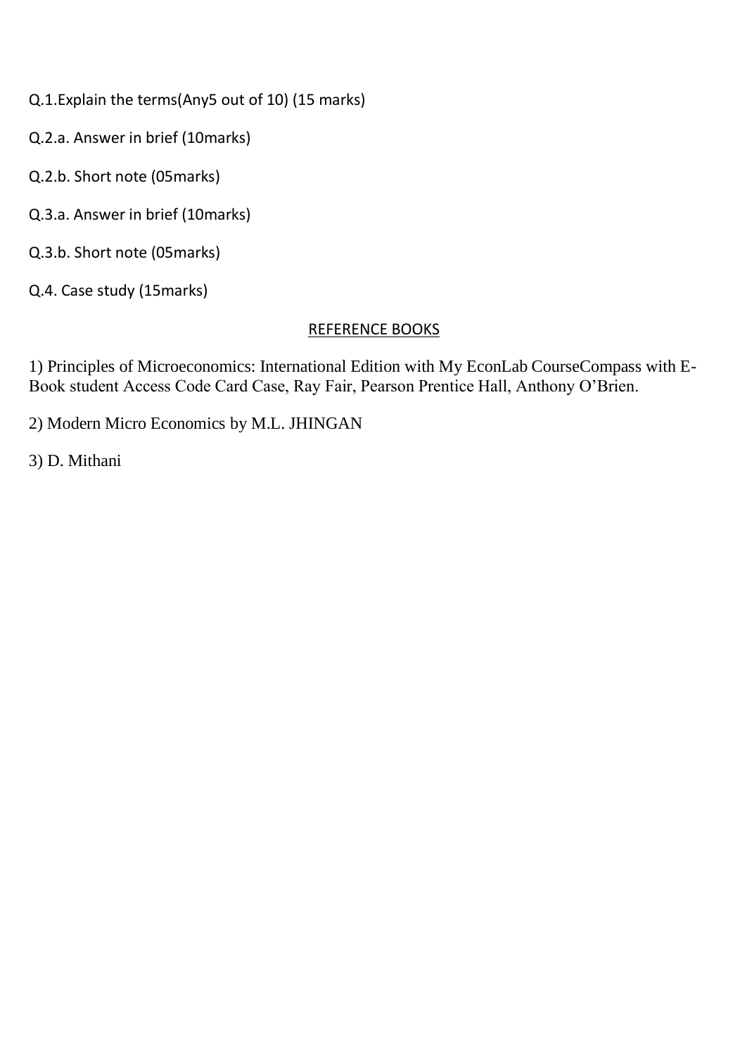Q.1.Explain the terms(Any5 out of 10) (15 marks)

Q.2.a. Answer in brief (10marks)

Q.2.b. Short note (05marks)

Q.3.a. Answer in brief (10marks)

Q.3.b. Short note (05marks)

Q.4. Case study (15marks)

## REFERENCE BOOKS

1) Principles of Microeconomics: International Edition with My EconLab CourseCompass with E-Book student Access Code Card Case, Ray Fair, Pearson Prentice Hall, Anthony O'Brien.

2) Modern Micro Economics by M.L. JHINGAN

3) D. Mithani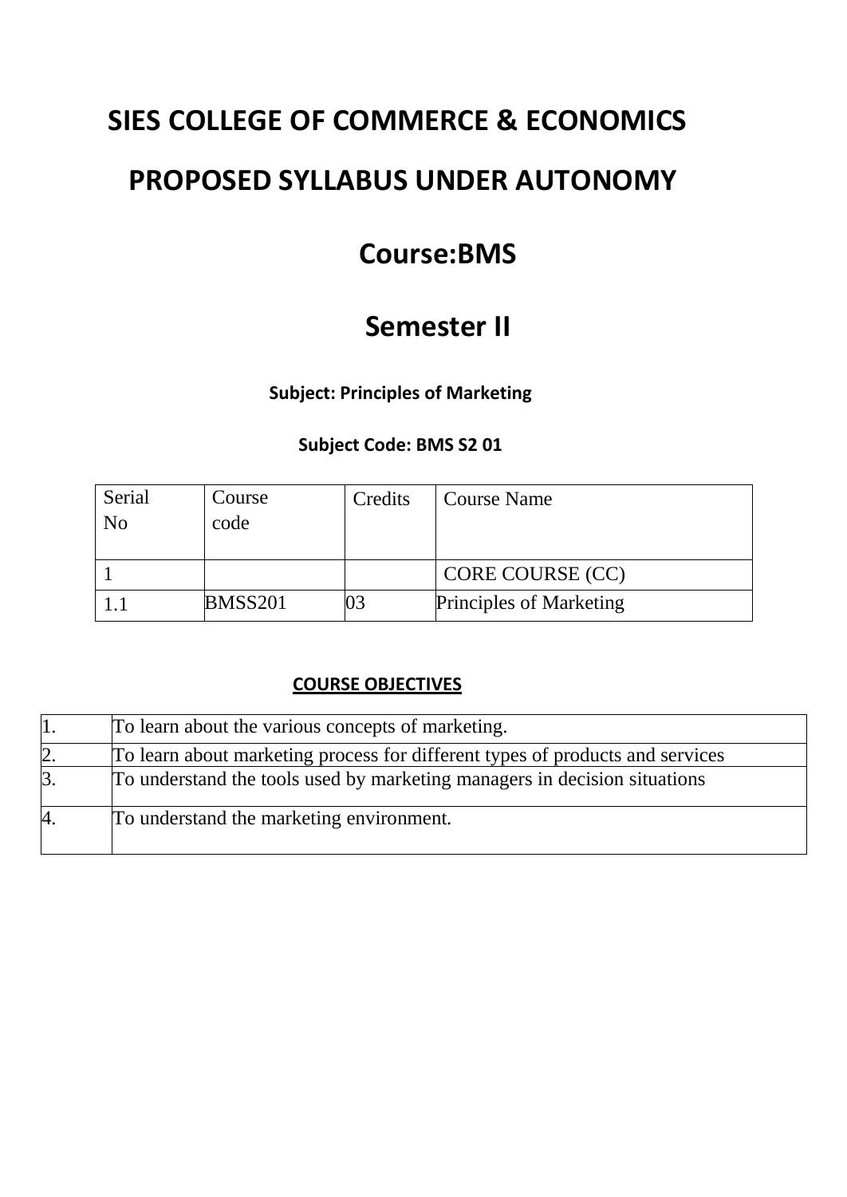# SIES COLLEGE OF COMMERCE & ECONOMICS

# PROPOSED SYLLABUS UNDER AUTONOMY

## Course:BMS

## Semester II

**Subject: Principles of Marketing**

**Subject Code: BMS S2 01**

| Serial No | Course code | Credits | Course Name |
|---|---|---|---|
| 1 | | | CORE COURSE (CC) |
| 1.1 | BMSS201 | 03 | Principles of Marketing |

**COURSE OBJECTIVES**

| | |
|---|---|
| 1. | To learn about the various concepts of marketing. |
| 2. | To learn about marketing process for different types of products and services |
| 3. | To understand the tools used by marketing managers in decision situations |
| 4. | To understand the marketing environment. |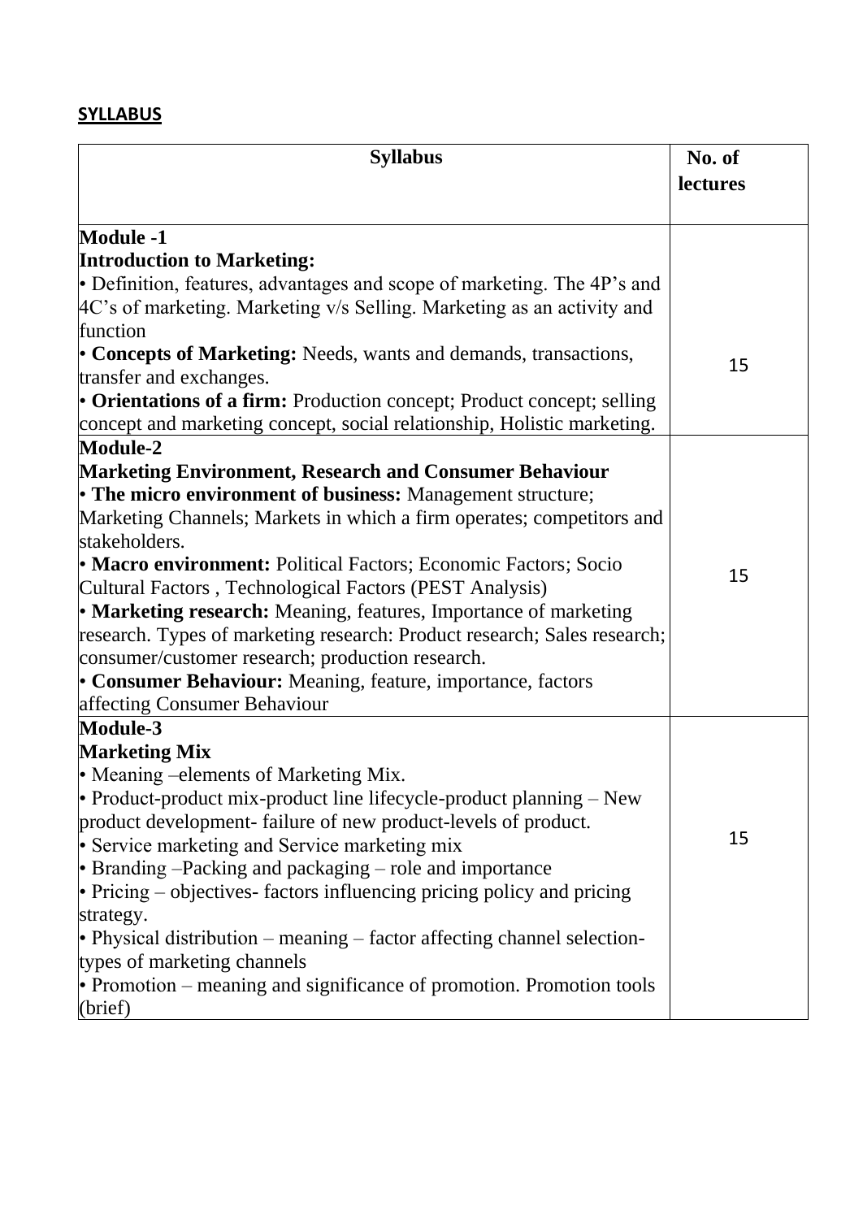**SYLLABUS**

| Syllabus | No. of lectures |
|---|---|
| **Module -1**<br>**Introduction to Marketing:**<br>• Definition, features, advantages and scope of marketing. The 4P's and 4C's of marketing. Marketing v/s Selling. Marketing as an activity and function<br>• **Concepts of Marketing:** Needs, wants and demands, transactions, transfer and exchanges.<br>• **Orientations of a firm:** Production concept; Product concept; selling concept and marketing concept, social relationship, Holistic marketing. | 15 |
| **Module-2**<br>**Marketing Environment, Research and Consumer Behaviour**<br>• **The micro environment of business:** Management structure; Marketing Channels; Markets in which a firm operates; competitors and stakeholders.<br>• **Macro environment:** Political Factors; Economic Factors; Socio Cultural Factors , Technological Factors (PEST Analysis)<br>• **Marketing research:** Meaning, features, Importance of marketing research. Types of marketing research: Product research; Sales research; consumer/customer research; production research.<br>• **Consumer Behaviour:** Meaning, feature, importance, factors affecting Consumer Behaviour | 15 |
| **Module-3**<br>**Marketing Mix**<br>• Meaning –elements of Marketing Mix.<br>• Product-product mix-product line lifecycle-product planning – New product development- failure of new product-levels of product.<br>• Service marketing and Service marketing mix<br>• Branding –Packing and packaging – role and importance<br>• Pricing – objectives- factors influencing pricing policy and pricing strategy.<br>• Physical distribution – meaning – factor affecting channel selection-types of marketing channels<br>• Promotion – meaning and significance of promotion. Promotion tools (brief) | 15 |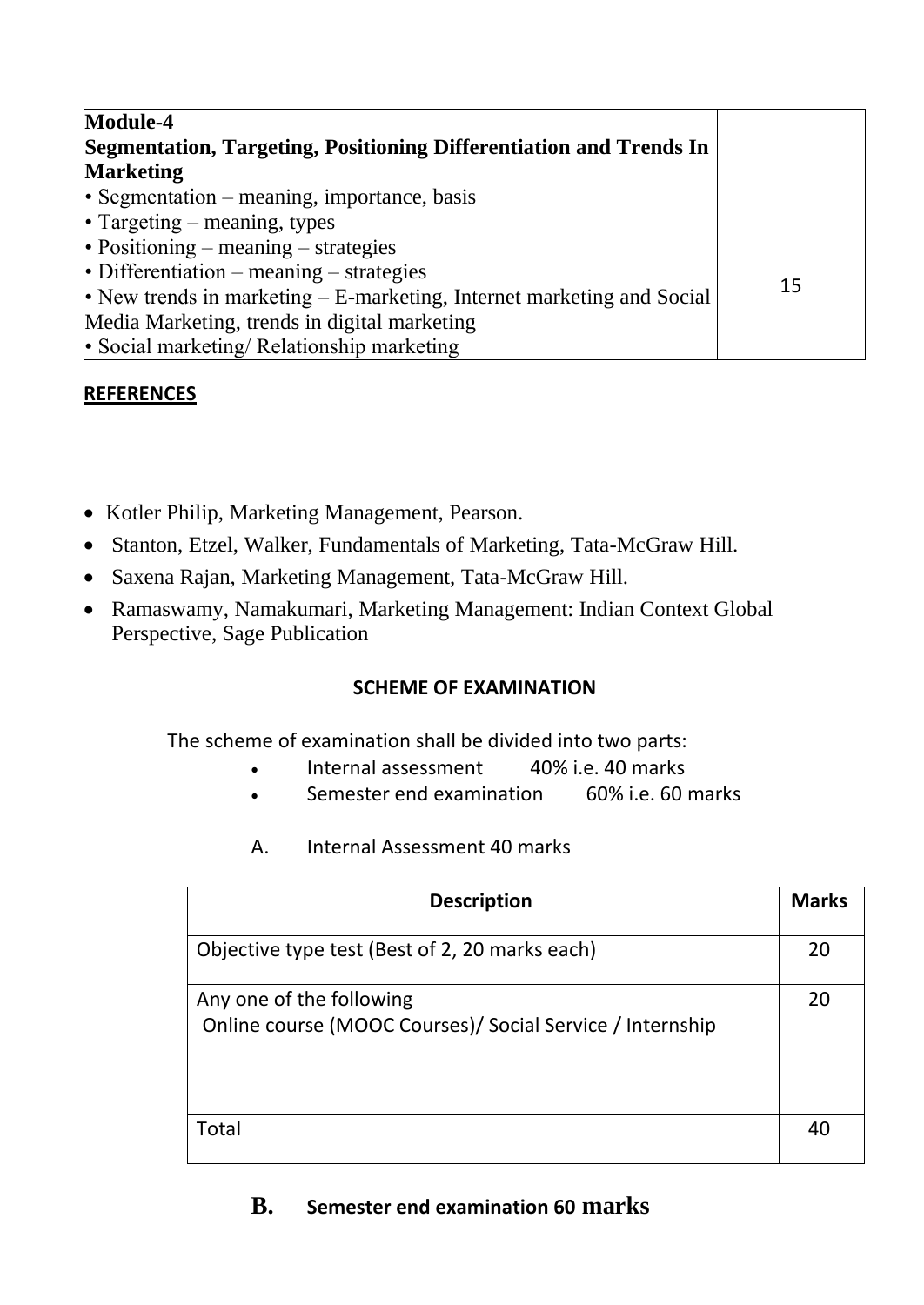| Module-4<br>**Segmentation, Targeting, Positioning Differentiation and Trends In Marketing**<br>• Segmentation – meaning, importance, basis<br>• Targeting – meaning, types<br>• Positioning – meaning – strategies<br>• Differentiation – meaning – strategies<br>• New trends in marketing – E-marketing, Internet marketing and Social Media Marketing, trends in digital marketing<br>• Social marketing/ Relationship marketing | 15 |
|---|---|

**REFERENCES**

- Kotler Philip, Marketing Management, Pearson.
- Stanton, Etzel, Walker, Fundamentals of Marketing, Tata-McGraw Hill.
- Saxena Rajan, Marketing Management, Tata-McGraw Hill.
- Ramaswamy, Namakumari, Marketing Management: Indian Context Global Perspective, Sage Publication

**SCHEME OF EXAMINATION**

The scheme of examination shall be divided into two parts:

- Internal assessment 40% i.e. 40 marks
- Semester end examination 60% i.e. 60 marks

A. Internal Assessment 40 marks

| Description | Marks |
|---|---|
| Objective type test (Best of 2, 20 marks each) | 20 |
| Any one of the following<br>Online course (MOOC Courses)/ Social Service / Internship | 20 |
| Total | 40 |

**B. Semester end examination 60 marks**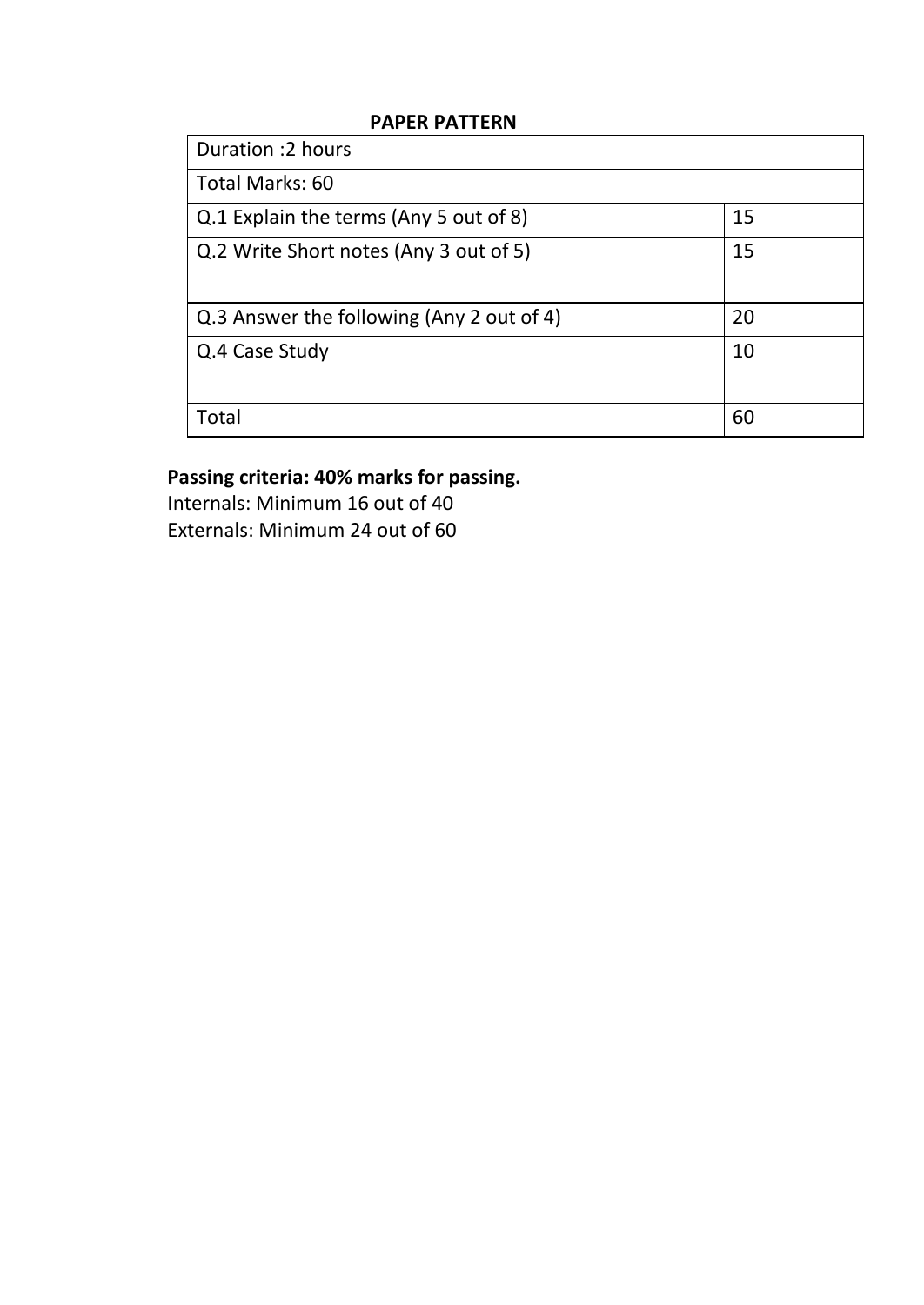**PAPER PATTERN**

| Duration :2 hours | |
|---|---|
| Total Marks: 60 | |
| Q.1 Explain the terms (Any 5 out of 8) | 15 |
| Q.2 Write Short notes (Any 3 out of 5) | 15 |
| Q.3 Answer the following (Any 2 out of 4) | 20 |
| Q.4 Case Study | 10 |
| Total | 60 |

**Passing criteria: 40% marks for passing.**

Internals: Minimum 16 out of 40

Externals: Minimum 24 out of 60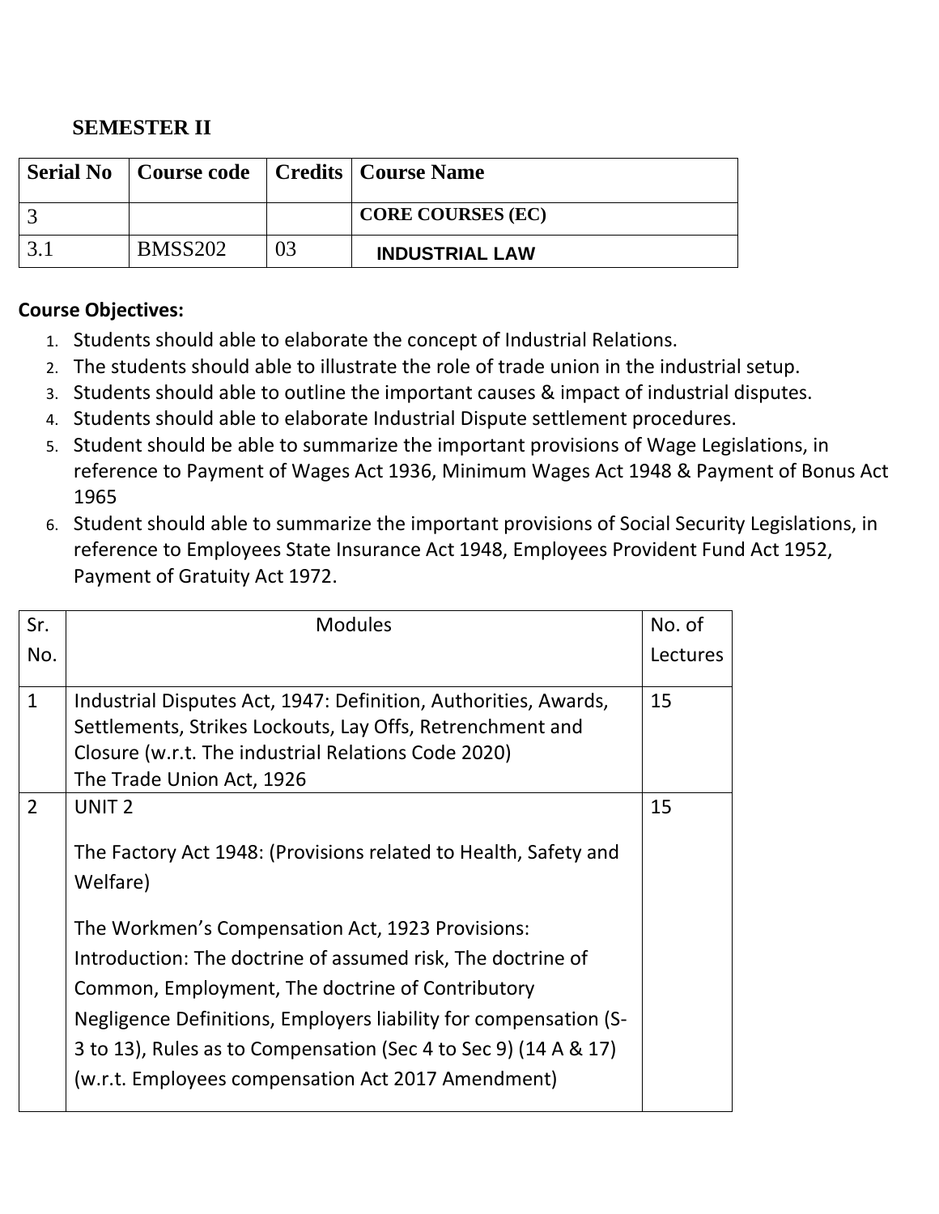**SEMESTER II**

| Serial No | Course code | Credits | Course Name |
|---|---|---|---|
| 3 | | | **CORE COURSES (EC)** |
| 3.1 | BMSS202 | 03 | **INDUSTRIAL LAW** |

**Course Objectives:**

1. Students should able to elaborate the concept of Industrial Relations.
2. The students should able to illustrate the role of trade union in the industrial setup.
3. Students should able to outline the important causes & impact of industrial disputes.
4. Students should able to elaborate Industrial Dispute settlement procedures.
5. Student should be able to summarize the important provisions of Wage Legislations, in reference to Payment of Wages Act 1936, Minimum Wages Act 1948 & Payment of Bonus Act 1965
6. Student should able to summarize the important provisions of Social Security Legislations, in reference to Employees State Insurance Act 1948, Employees Provident Fund Act 1952, Payment of Gratuity Act 1972.

| Sr. No. | Modules | No. of Lectures |
|---|---|---|
| 1 | Industrial Disputes Act, 1947: Definition, Authorities, Awards, Settlements, Strikes Lockouts, Lay Offs, Retrenchment and Closure (w.r.t. The industrial Relations Code 2020)<br>The Trade Union Act, 1926 | 15 |
| 2 | UNIT 2<br><br>The Factory Act 1948: (Provisions related to Health, Safety and Welfare)<br><br>The Workmen's Compensation Act, 1923 Provisions: Introduction: The doctrine of assumed risk, The doctrine of Common, Employment, The doctrine of Contributory Negligence Definitions, Employers liability for compensation (S-3 to 13), Rules as to Compensation (Sec 4 to Sec 9) (14 A & 17) (w.r.t. Employees compensation Act 2017 Amendment) | 15 |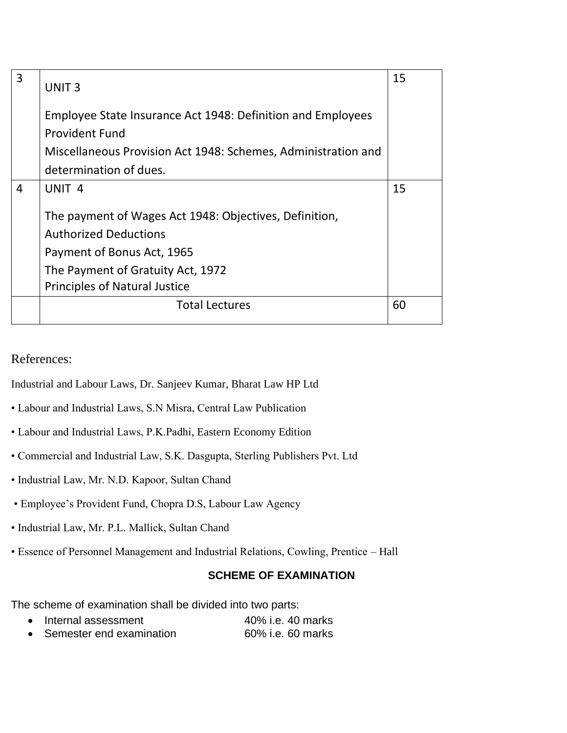| 3 | UNIT 3<br><br>Employee State Insurance Act 1948: Definition and Employees Provident Fund<br>Miscellaneous Provision Act 1948: Schemes, Administration and determination of dues. | 15 |
|---|---|---|
| 4 | UNIT 4<br><br>The payment of Wages Act 1948: Objectives, Definition, Authorized Deductions<br>Payment of Bonus Act, 1965<br>The Payment of Gratuity Act, 1972<br>Principles of Natural Justice | 15 |
| | Total Lectures | 60 |

References:

Industrial and Labour Laws, Dr. Sanjeev Kumar, Bharat Law HP Ltd

- Labour and Industrial Laws, S.N Misra, Central Law Publication
- Labour and Industrial Laws, P.K.Padhi, Eastern Economy Edition
- Commercial and Industrial Law, S.K. Dasgupta, Sterling Publishers Pvt. Ltd
- Industrial Law, Mr. N.D. Kapoor, Sultan Chand
- Employee's Provident Fund, Chopra D.S, Labour Law Agency
- Industrial Law, Mr. P.L. Mallick, Sultan Chand
- Essence of Personnel Management and Industrial Relations, Cowling, Prentice – Hall

**SCHEME OF EXAMINATION**

The scheme of examination shall be divided into two parts:

- Internal assessment 40% i.e. 40 marks
- Semester end examination 60% i.e. 60 marks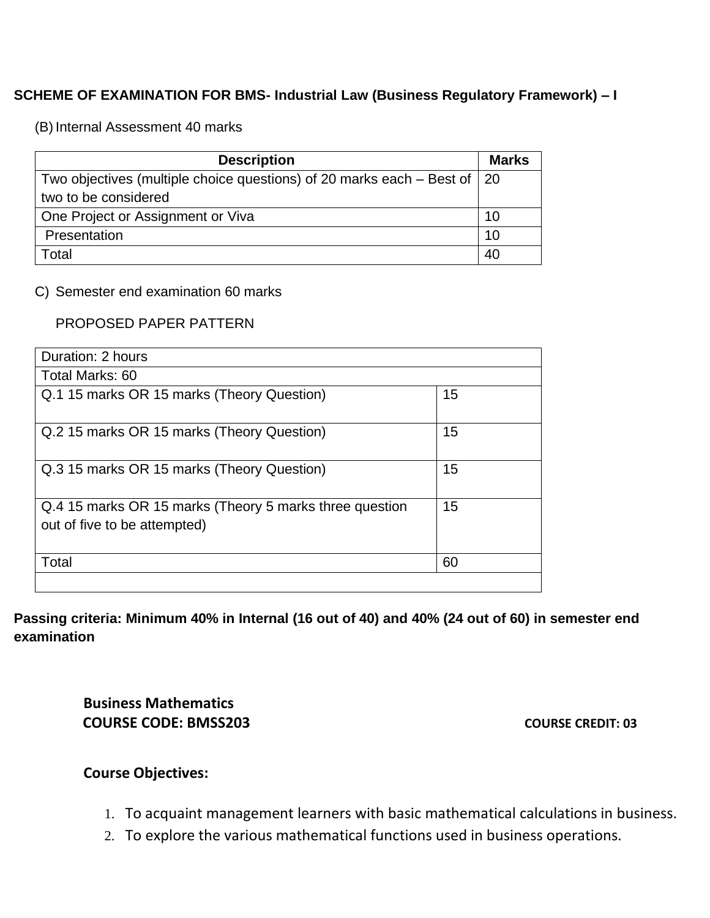**SCHEME OF EXAMINATION FOR BMS- Industrial Law (Business Regulatory Framework) – I**

(B) Internal Assessment 40 marks

| Description | Marks |
|---|---|
| Two objectives (multiple choice questions) of 20 marks each – Best of two to be considered | 20 |
| One Project or Assignment or Viva | 10 |
| Presentation | 10 |
| Total | 40 |

C) Semester end examination 60 marks

PROPOSED PAPER PATTERN

| Duration: 2 hours | |
|---|---|
| Total Marks: 60 | |
| Q.1 15 marks OR 15 marks (Theory Question) | 15 |
| Q.2 15 marks OR 15 marks (Theory Question) | 15 |
| Q.3 15 marks OR 15 marks (Theory Question) | 15 |
| Q.4 15 marks OR 15 marks (Theory 5 marks three question out of five to be attempted) | 15 |
| Total | 60 |
| | |

**Passing criteria: Minimum 40% in Internal (16 out of 40) and 40% (24 out of 60) in semester end examination**

**Business Mathematics**

**COURSE CODE: BMSS203** **COURSE CREDIT: 03**

**Course Objectives:**

1. To acquaint management learners with basic mathematical calculations in business.
2. To explore the various mathematical functions used in business operations.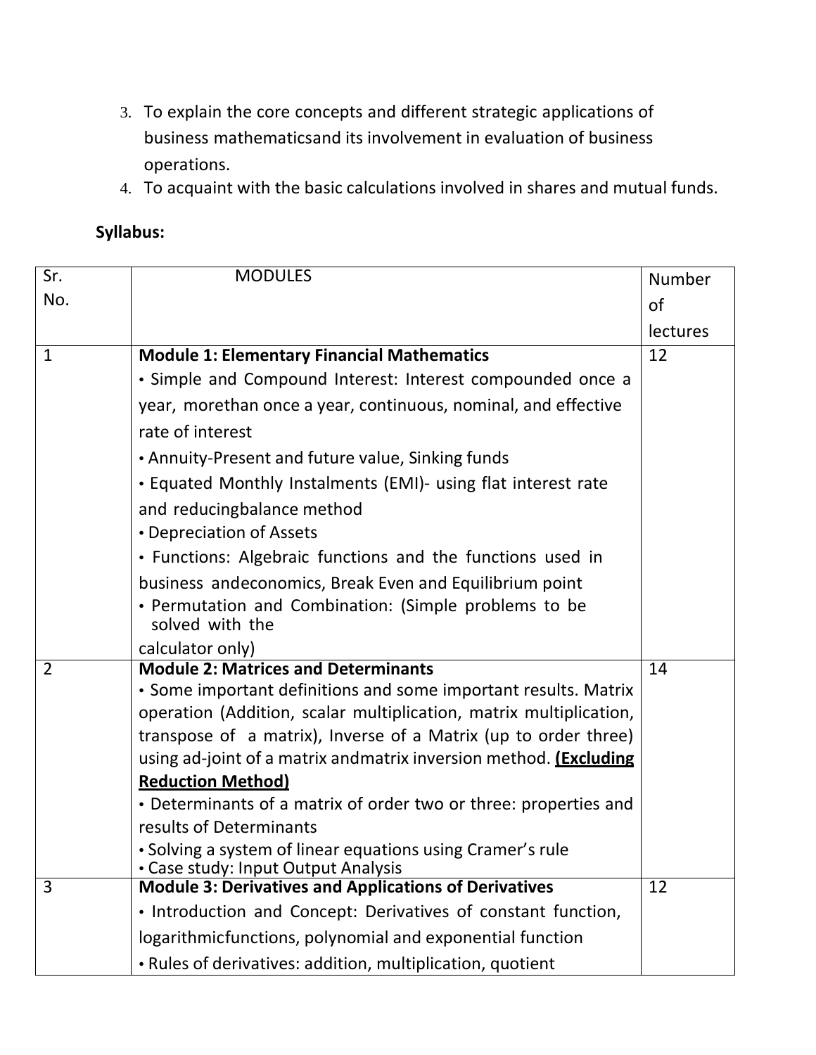3. To explain the core concepts and different strategic applications of business mathematicsand its involvement in evaluation of business operations.
4. To acquaint with the basic calculations involved in shares and mutual funds.

**Syllabus:**

| Sr. No. | MODULES | Number of lectures |
|---|---|---|
| 1 | **Module 1: Elementary Financial Mathematics**<br>• Simple and Compound Interest: Interest compounded once a year, morethan once a year, continuous, nominal, and effective rate of interest<br>• Annuity-Present and future value, Sinking funds<br>• Equated Monthly Instalments (EMI)- using flat interest rate and reducingbalance method<br>• Depreciation of Assets<br>• Functions: Algebraic functions and the functions used in business andeconomics, Break Even and Equilibrium point<br>• Permutation and Combination: (Simple problems to be solved with the calculator only) | 12 |
| 2 | **Module 2: Matrices and Determinants**<br>• Some important definitions and some important results. Matrix operation (Addition, scalar multiplication, matrix multiplication, transpose of a matrix), Inverse of a Matrix (up to order three) using ad-joint of a matrix andmatrix inversion method. **<u>(Excluding Reduction Method)</u>**<br>• Determinants of a matrix of order two or three: properties and results of Determinants<br>• Solving a system of linear equations using Cramer's rule<br>• Case study: Input Output Analysis | 14 |
| 3 | **Module 3: Derivatives and Applications of Derivatives**<br>• Introduction and Concept: Derivatives of constant function, logarithmicfunctions, polynomial and exponential function<br>• Rules of derivatives: addition, multiplication, quotient | 12 |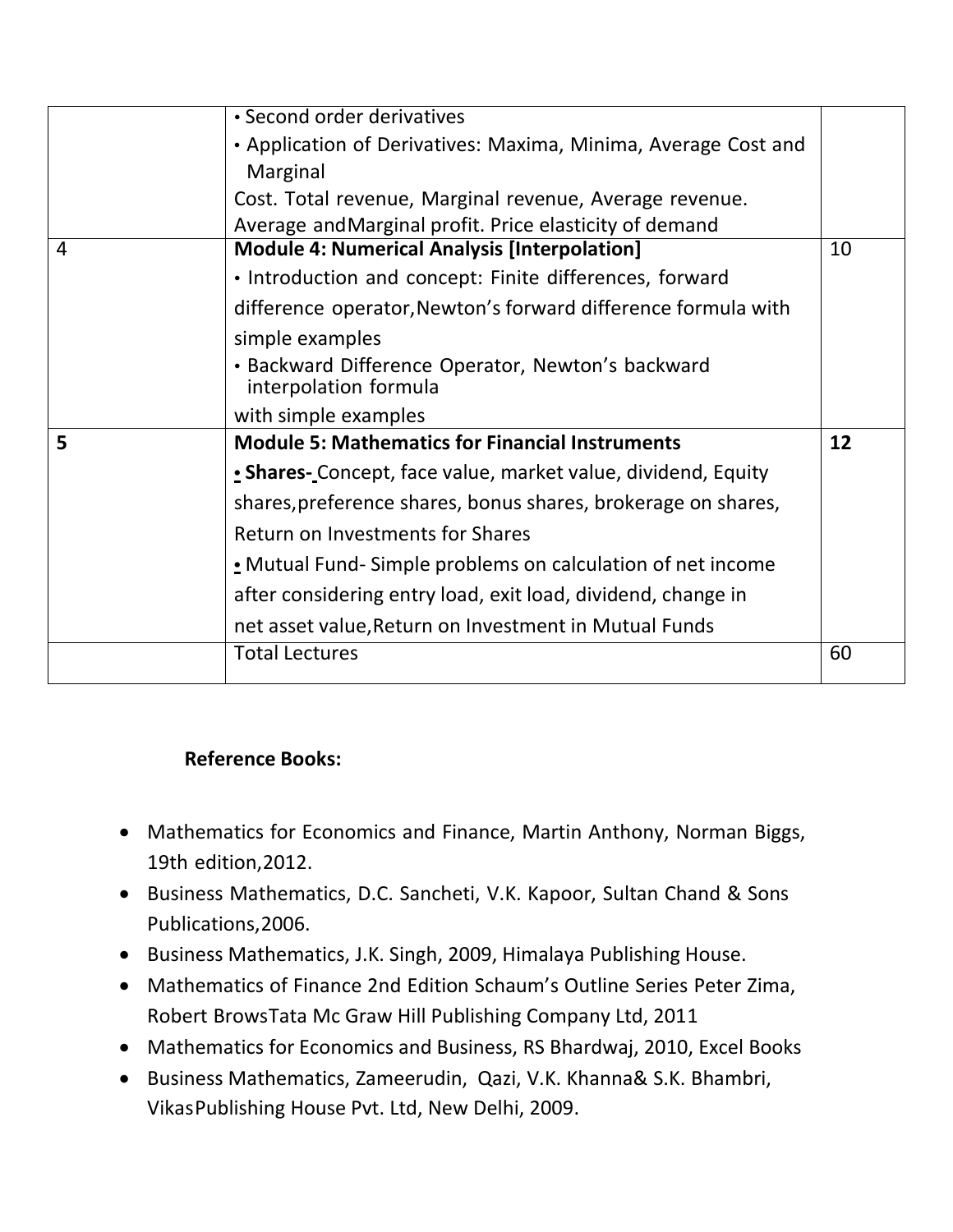| | | |
|---|---|---|
| | • Second order derivatives<br>• Application of Derivatives: Maxima, Minima, Average Cost and Marginal<br>Cost. Total revenue, Marginal revenue, Average revenue. Average andMarginal profit. Price elasticity of demand | |
| 4 | **Module 4: Numerical Analysis [Interpolation]**<br>• Introduction and concept: Finite differences, forward difference operator,Newton's forward difference formula with simple examples<br>• Backward Difference Operator, Newton's backward interpolation formula<br>with simple examples | 10 |
| **5** | **Module 5: Mathematics for Financial Instruments**<br>**• Shares-** Concept, face value, market value, dividend, Equity shares,preference shares, bonus shares, brokerage on shares, Return on Investments for Shares<br>• Mutual Fund- Simple problems on calculation of net income after considering entry load, exit load, dividend, change in net asset value,Return on Investment in Mutual Funds | **12** |
| | Total Lectures | 60 |

**Reference Books:**

- Mathematics for Economics and Finance, Martin Anthony, Norman Biggs, 19th edition,2012.
- Business Mathematics, D.C. Sancheti, V.K. Kapoor, Sultan Chand & Sons Publications,2006.
- Business Mathematics, J.K. Singh, 2009, Himalaya Publishing House.
- Mathematics of Finance 2nd Edition Schaum's Outline Series Peter Zima, Robert BrowsTata Mc Graw Hill Publishing Company Ltd, 2011
- Mathematics for Economics and Business, RS Bhardwaj, 2010, Excel Books
- Business Mathematics, Zameerudin, Qazi, V.K. Khanna& S.K. Bhambri, VikasPublishing House Pvt. Ltd, New Delhi, 2009.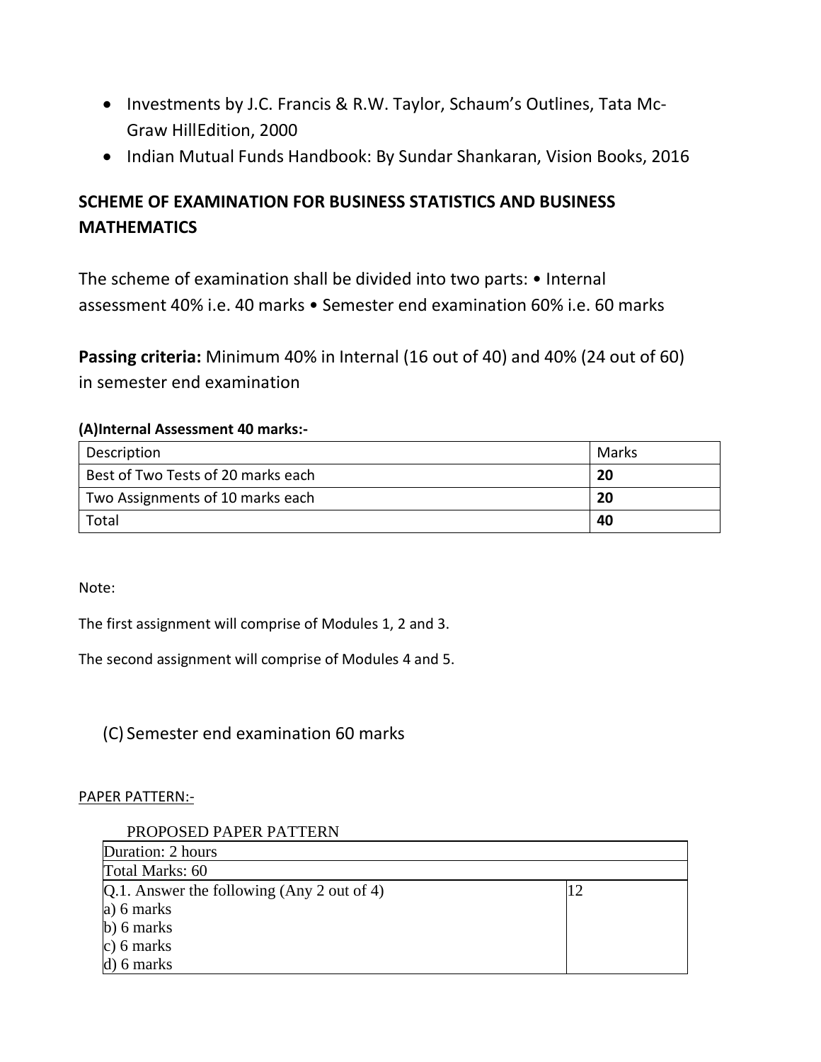- Investments by J.C. Francis & R.W. Taylor, Schaum's Outlines, Tata Mc-Graw HillEdition, 2000
- Indian Mutual Funds Handbook: By Sundar Shankaran, Vision Books, 2016

## SCHEME OF EXAMINATION FOR BUSINESS STATISTICS AND BUSINESS MATHEMATICS

The scheme of examination shall be divided into two parts: • Internal assessment 40% i.e. 40 marks • Semester end examination 60% i.e. 60 marks

**Passing criteria:** Minimum 40% in Internal (16 out of 40) and 40% (24 out of 60) in semester end examination

**(A)Internal Assessment 40 marks:-**

| Description | Marks |
|---|---|
| Best of Two Tests of 20 marks each | **20** |
| Two Assignments of 10 marks each | **20** |
| Total | **40** |

Note:

The first assignment will comprise of Modules 1, 2 and 3.

The second assignment will comprise of Modules 4 and 5.

(C) Semester end examination 60 marks

PAPER PATTERN:-

PROPOSED PAPER PATTERN

| Duration: 2 hours | |
|---|---|
| Total Marks: 60 | |
| Q.1. Answer the following (Any 2 out of 4)<br>a) 6 marks<br>b) 6 marks<br>c) 6 marks<br>d) 6 marks | 12 |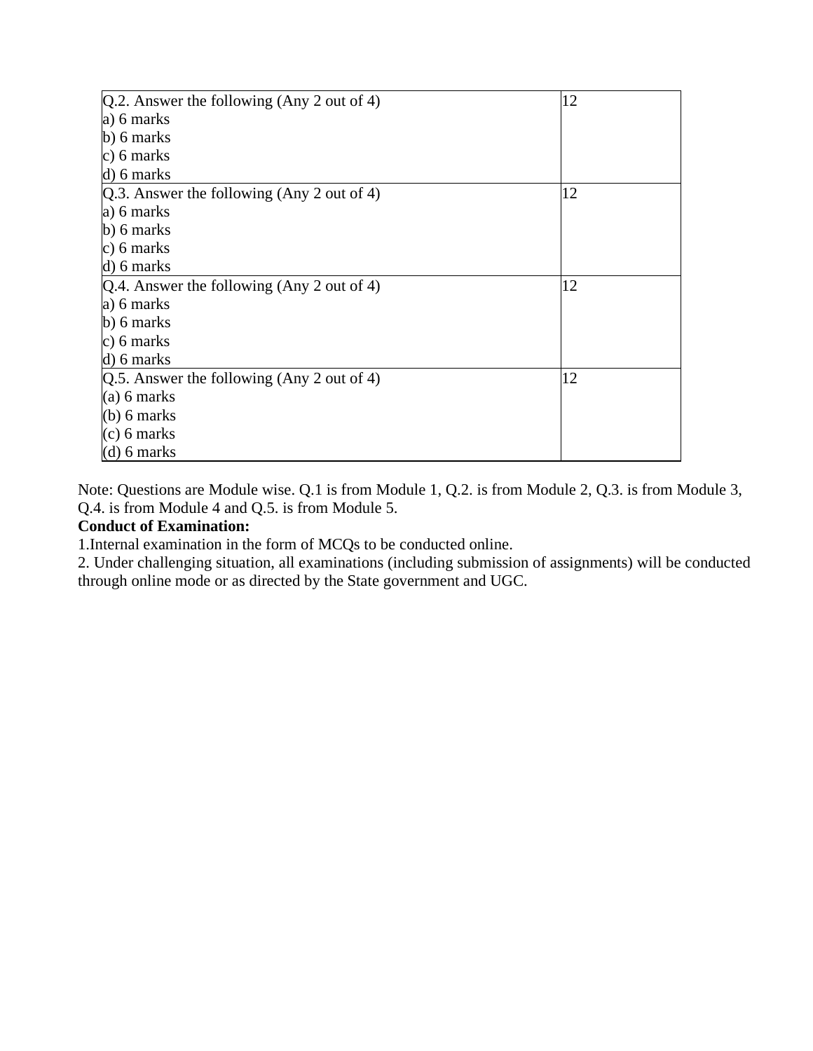| | |
|---|---|
| Q.2. Answer the following (Any 2 out of 4)<br>a) 6 marks<br>b) 6 marks<br>c) 6 marks<br>d) 6 marks | 12 |
| Q.3. Answer the following (Any 2 out of 4)<br>a) 6 marks<br>b) 6 marks<br>c) 6 marks<br>d) 6 marks | 12 |
| Q.4. Answer the following (Any 2 out of 4)<br>a) 6 marks<br>b) 6 marks<br>c) 6 marks<br>d) 6 marks | 12 |
| Q.5. Answer the following (Any 2 out of 4)<br>(a) 6 marks<br>(b) 6 marks<br>(c) 6 marks<br>(d) 6 marks | 12 |

Note: Questions are Module wise. Q.1 is from Module 1, Q.2. is from Module 2, Q.3. is from Module 3, Q.4. is from Module 4 and Q.5. is from Module 5.

**Conduct of Examination:**

1.Internal examination in the form of MCQs to be conducted online.

2. Under challenging situation, all examinations (including submission of assignments) will be conducted through online mode or as directed by the State government and UGC.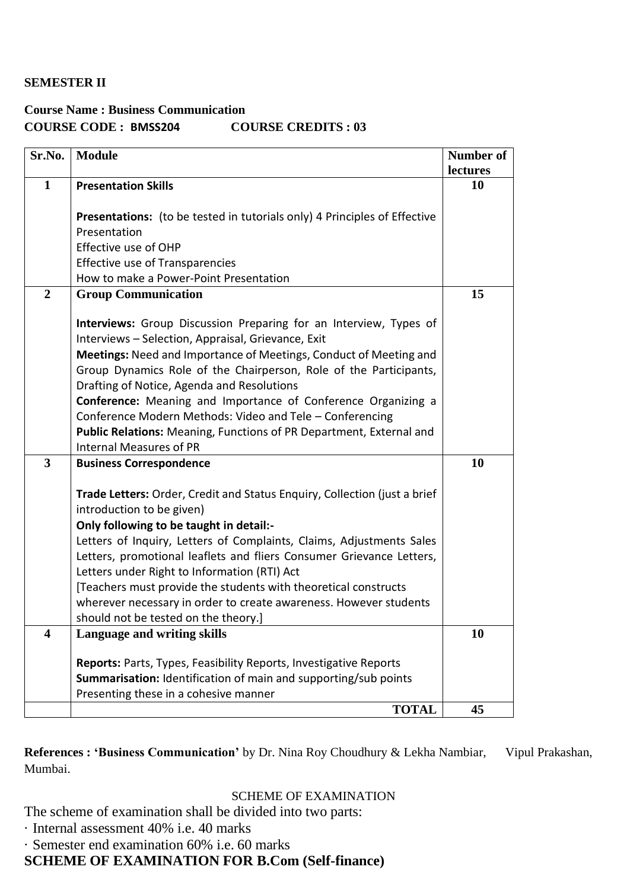**SEMESTER II**

**Course Name : Business Communication**
**COURSE CODE : BMSS204 COURSE CREDITS : 03**

| Sr.No. | Module | Number of lectures |
|---|---|---|
| **1** | **Presentation Skills**<br><br>**Presentations:** (to be tested in tutorials only) 4 Principles of Effective Presentation<br>Effective use of OHP<br>Effective use of Transparencies<br>How to make a Power-Point Presentation | **10** |
| **2** | **Group Communication**<br><br>**Interviews:** Group Discussion Preparing for an Interview, Types of Interviews – Selection, Appraisal, Grievance, Exit<br>**Meetings:** Need and Importance of Meetings, Conduct of Meeting and Group Dynamics Role of the Chairperson, Role of the Participants, Drafting of Notice, Agenda and Resolutions<br>**Conference:** Meaning and Importance of Conference Organizing a Conference Modern Methods: Video and Tele – Conferencing<br>**Public Relations:** Meaning, Functions of PR Department, External and Internal Measures of PR | **15** |
| **3** | **Business Correspondence**<br><br>**Trade Letters:** Order, Credit and Status Enquiry, Collection (just a brief introduction to be given)<br>**Only following to be taught in detail:-**<br>Letters of Inquiry, Letters of Complaints, Claims, Adjustments Sales Letters, promotional leaflets and fliers Consumer Grievance Letters, Letters under Right to Information (RTI) Act<br>[Teachers must provide the students with theoretical constructs wherever necessary in order to create awareness. However students should not be tested on the theory.] | **10** |
| **4** | **Language and writing skills**<br><br>**Reports:** Parts, Types, Feasibility Reports, Investigative Reports<br>**Summarisation:** Identification of main and supporting/sub points Presenting these in a cohesive manner | **10** |
| | **TOTAL** | **45** |

**References : 'Business Communication'** by Dr. Nina Roy Choudhury & Lekha Nambiar, Vipul Prakashan, Mumbai.

SCHEME OF EXAMINATION

The scheme of examination shall be divided into two parts:

· Internal assessment 40% i.e. 40 marks

· Semester end examination 60% i.e. 60 marks

**SCHEME OF EXAMINATION FOR B.Com (Self-finance)**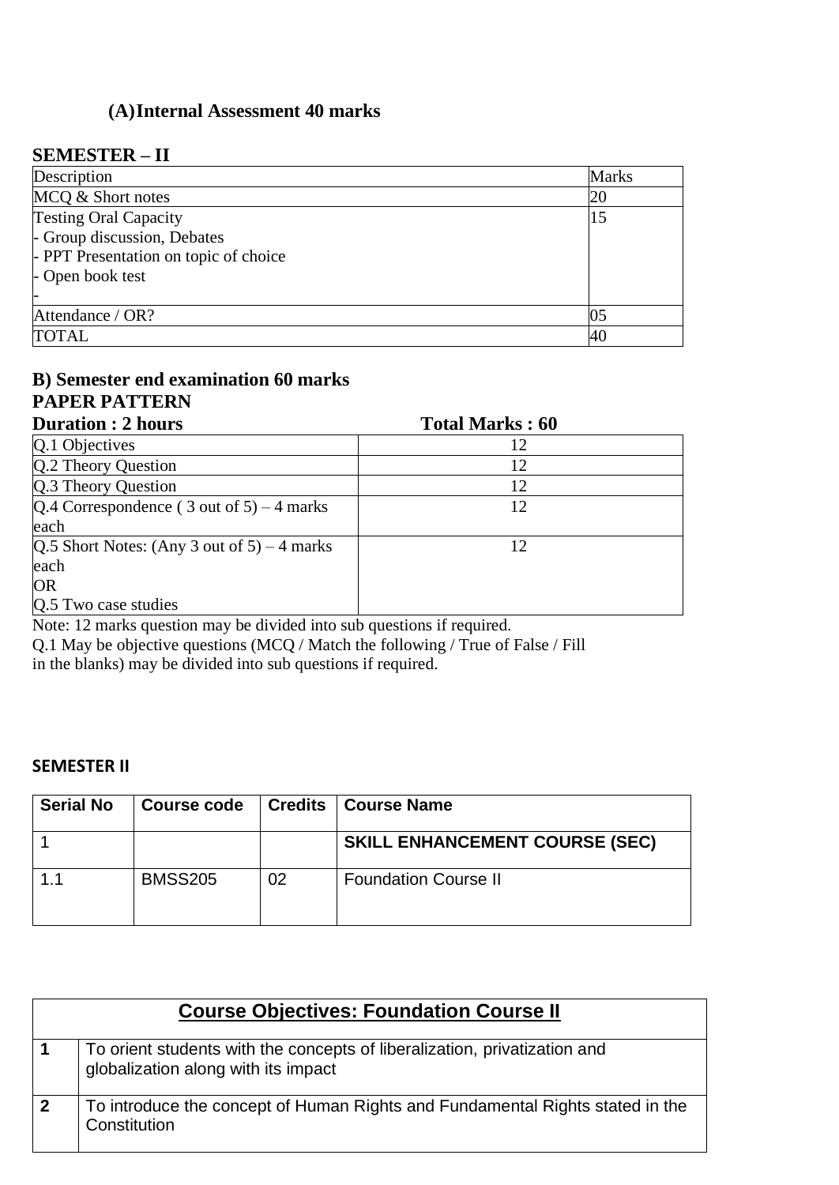### (A) Internal Assessment 40 marks

**SEMESTER – II**

| Description | Marks |
|---|---|
| MCQ & Short notes | 20 |
| Testing Oral Capacity<br>- Group discussion, Debates<br>- PPT Presentation on topic of choice<br>- Open book test<br>- | 15 |
| Attendance / OR? | 05 |
| TOTAL | 40 |

### B) Semester end examination 60 marks

**PAPER PATTERN**

**Duration : 2 hours** **Total Marks : 60**

| Duration : 2 hours | Total Marks : 60 |
|---|---|
| Q.1 Objectives | 12 |
| Q.2 Theory Question | 12 |
| Q.3 Theory Question | 12 |
| Q.4 Correspondence ( 3 out of 5) – 4 marks each | 12 |
| Q.5 Short Notes: (Any 3 out of 5) – 4 marks each<br>OR<br>Q.5 Two case studies | 12 |

Note: 12 marks question may be divided into sub questions if required.
Q.1 May be objective questions (MCQ / Match the following / True of False / Fill in the blanks) may be divided into sub questions if required.

**SEMESTER II**

| Serial No | Course code | Credits | Course Name |
|---|---|---|---|
| 1 | | | **SKILL ENHANCEMENT COURSE (SEC)** |
| 1.1 | BMSS205 | 02 | Foundation Course II |

| **Course Objectives: Foundation Course II** | |
|---|---|
| **1** | To orient students with the concepts of liberalization, privatization and globalization along with its impact |
| **2** | To introduce the concept of Human Rights and Fundamental Rights stated in the Constitution |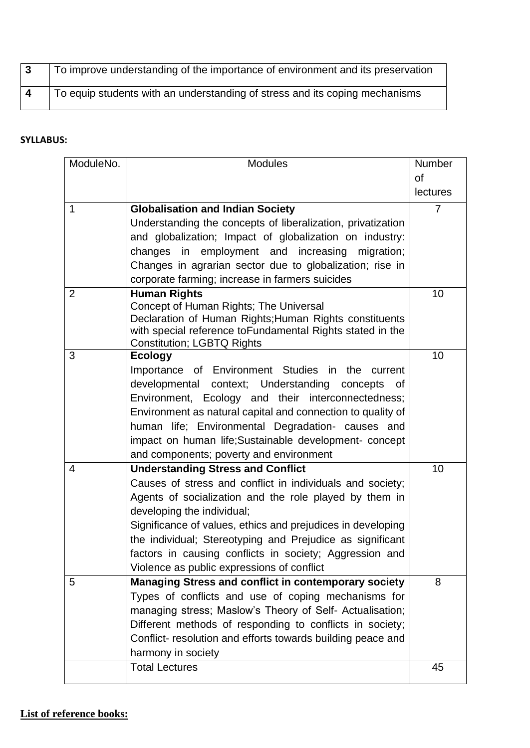| 3 | To improve understanding of the importance of environment and its preservation |
|---|---|
| 4 | To equip students with an understanding of stress and its coping mechanisms |

**SYLLABUS:**

| ModuleNo. | Modules | Number of lectures |
|---|---|---|
| 1 | **Globalisation and Indian Society** Understanding the concepts of liberalization, privatization and globalization; Impact of globalization on industry: changes in employment and increasing migration; Changes in agrarian sector due to globalization; rise in corporate farming; increase in farmers suicides | 7 |
| 2 | **Human Rights** Concept of Human Rights; The Universal Declaration of Human Rights;Human Rights constituents with special reference toFundamental Rights stated in the Constitution; LGBTQ Rights | 10 |
| 3 | **Ecology** Importance of Environment Studies in the current developmental context; Understanding concepts of Environment, Ecology and their interconnectedness; Environment as natural capital and connection to quality of human life; Environmental Degradation- causes and impact on human life;Sustainable development- concept and components; poverty and environment | 10 |
| 4 | **Understanding Stress and Conflict** Causes of stress and conflict in individuals and society; Agents of socialization and the role played by them in developing the individual; Significance of values, ethics and prejudices in developing the individual; Stereotyping and Prejudice as significant factors in causing conflicts in society; Aggression and Violence as public expressions of conflict | 10 |
| 5 | **Managing Stress and conflict in contemporary society** Types of conflicts and use of coping mechanisms for managing stress; Maslow's Theory of Self- Actualisation; Different methods of responding to conflicts in society; Conflict- resolution and efforts towards building peace and harmony in society | 8 |
| | Total Lectures | 45 |

**List of reference books:**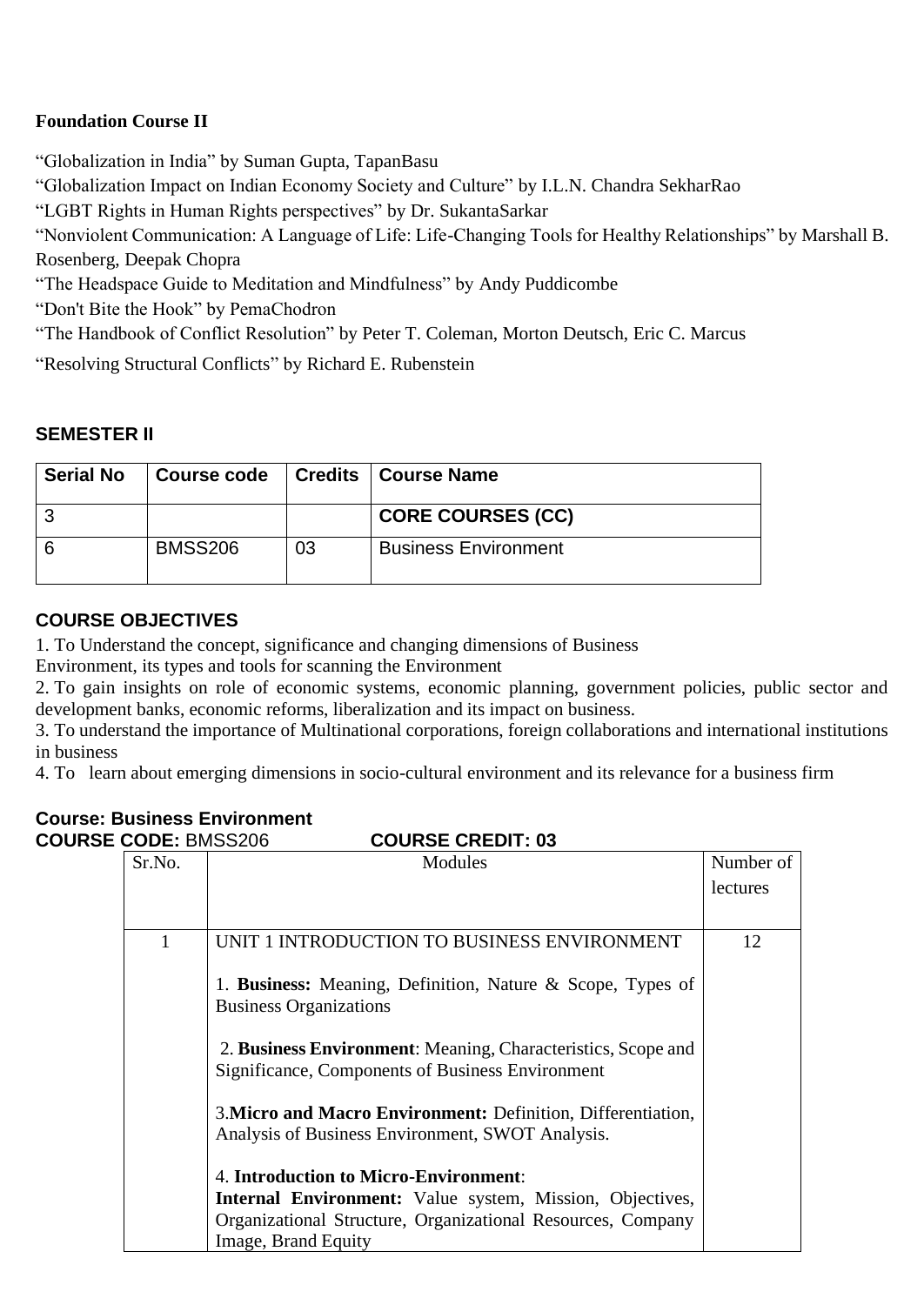**Foundation Course II**

"Globalization in India" by Suman Gupta, TapanBasu

"Globalization Impact on Indian Economy Society and Culture" by I.L.N. Chandra SekharRao

"LGBT Rights in Human Rights perspectives" by Dr. SukantaSarkar

"Nonviolent Communication: A Language of Life: Life-Changing Tools for Healthy Relationships" by Marshall B. Rosenberg, Deepak Chopra

"The Headspace Guide to Meditation and Mindfulness" by Andy Puddicombe

"Don't Bite the Hook" by PemaChodron

"The Handbook of Conflict Resolution" by Peter T. Coleman, Morton Deutsch, Eric C. Marcus

"Resolving Structural Conflicts" by Richard E. Rubenstein

## SEMESTER II

| Serial No | Course code | Credits | Course Name |
|---|---|---|---|
| 3 | | | **CORE COURSES (CC)** |
| 6 | BMSS206 | 03 | Business Environment |

## COURSE OBJECTIVES

1. To Understand the concept, significance and changing dimensions of Business Environment, its types and tools for scanning the Environment
2. To gain insights on role of economic systems, economic planning, government policies, public sector and development banks, economic reforms, liberalization and its impact on business.
3. To understand the importance of Multinational corporations, foreign collaborations and international institutions in business
4. To learn about emerging dimensions in socio-cultural environment and its relevance for a business firm

**Course: Business Environment**

**COURSE CODE:** BMSS206 **COURSE CREDIT: 03**

| Sr.No. | Modules | Number of lectures |
|---|---|---|
| 1 | UNIT 1 INTRODUCTION TO BUSINESS ENVIRONMENT<br><br>1. **Business:** Meaning, Definition, Nature & Scope, Types of Business Organizations<br><br>2. **Business Environment**: Meaning, Characteristics, Scope and Significance, Components of Business Environment<br><br>3.**Micro and Macro Environment:** Definition, Differentiation, Analysis of Business Environment, SWOT Analysis.<br><br>4. **Introduction to Micro-Environment**:<br>**Internal Environment:** Value system, Mission, Objectives, Organizational Structure, Organizational Resources, Company Image, Brand Equity | 12 |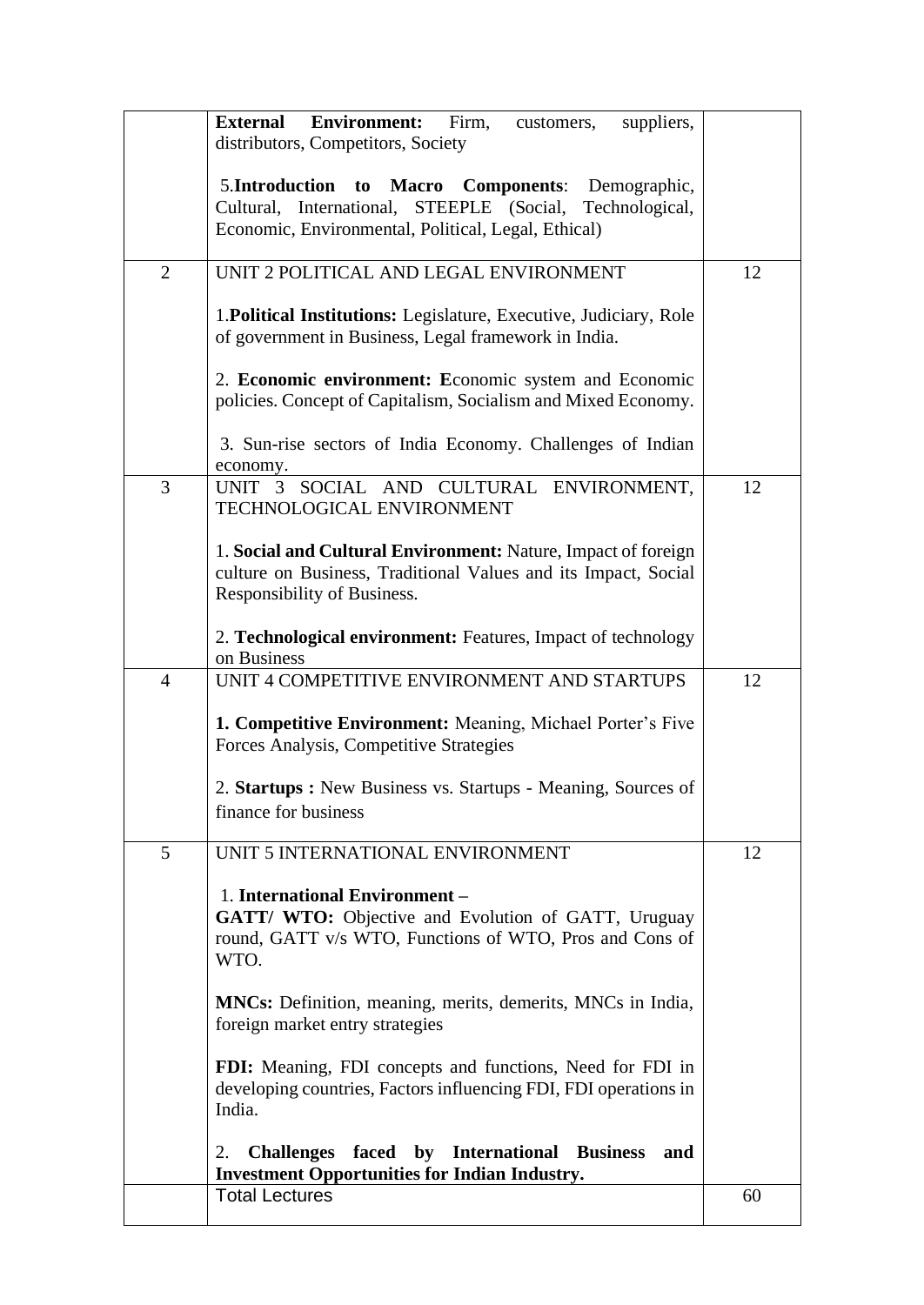| | | |
|---|---|---|
| | **External Environment:** Firm, customers, suppliers, distributors, Competitors, Society<br><br>5.**Introduction to Macro Components**: Demographic, Cultural, International, STEEPLE (Social, Technological, Economic, Environmental, Political, Legal, Ethical) | |
| 2 | UNIT 2 POLITICAL AND LEGAL ENVIRONMENT<br><br>1.**Political Institutions:** Legislature, Executive, Judiciary, Role of government in Business, Legal framework in India.<br><br>2. **Economic environment: E**conomic system and Economic policies. Concept of Capitalism, Socialism and Mixed Economy.<br><br>3. Sun-rise sectors of India Economy. Challenges of Indian economy. | 12 |
| 3 | UNIT 3 SOCIAL AND CULTURAL ENVIRONMENT, TECHNOLOGICAL ENVIRONMENT<br><br>1. **Social and Cultural Environment:** Nature, Impact of foreign culture on Business, Traditional Values and its Impact, Social Responsibility of Business.<br><br>2. **Technological environment:** Features, Impact of technology on Business | 12 |
| 4 | UNIT 4 COMPETITIVE ENVIRONMENT AND STARTUPS<br><br>**1. Competitive Environment:** Meaning, Michael Porter's Five Forces Analysis, Competitive Strategies<br><br>2. **Startups :** New Business vs. Startups - Meaning, Sources of finance for business | 12 |
| 5 | UNIT 5 INTERNATIONAL ENVIRONMENT<br><br>1. **International Environment –**<br>**GATT/ WTO:** Objective and Evolution of GATT, Uruguay round, GATT v/s WTO, Functions of WTO, Pros and Cons of WTO.<br><br>**MNCs:** Definition, meaning, merits, demerits, MNCs in India, foreign market entry strategies<br><br>**FDI:** Meaning, FDI concepts and functions, Need for FDI in developing countries, Factors influencing FDI, FDI operations in India.<br><br>2. **Challenges faced by International Business and Investment Opportunities for Indian Industry.** | 12 |
| | Total Lectures | 60 |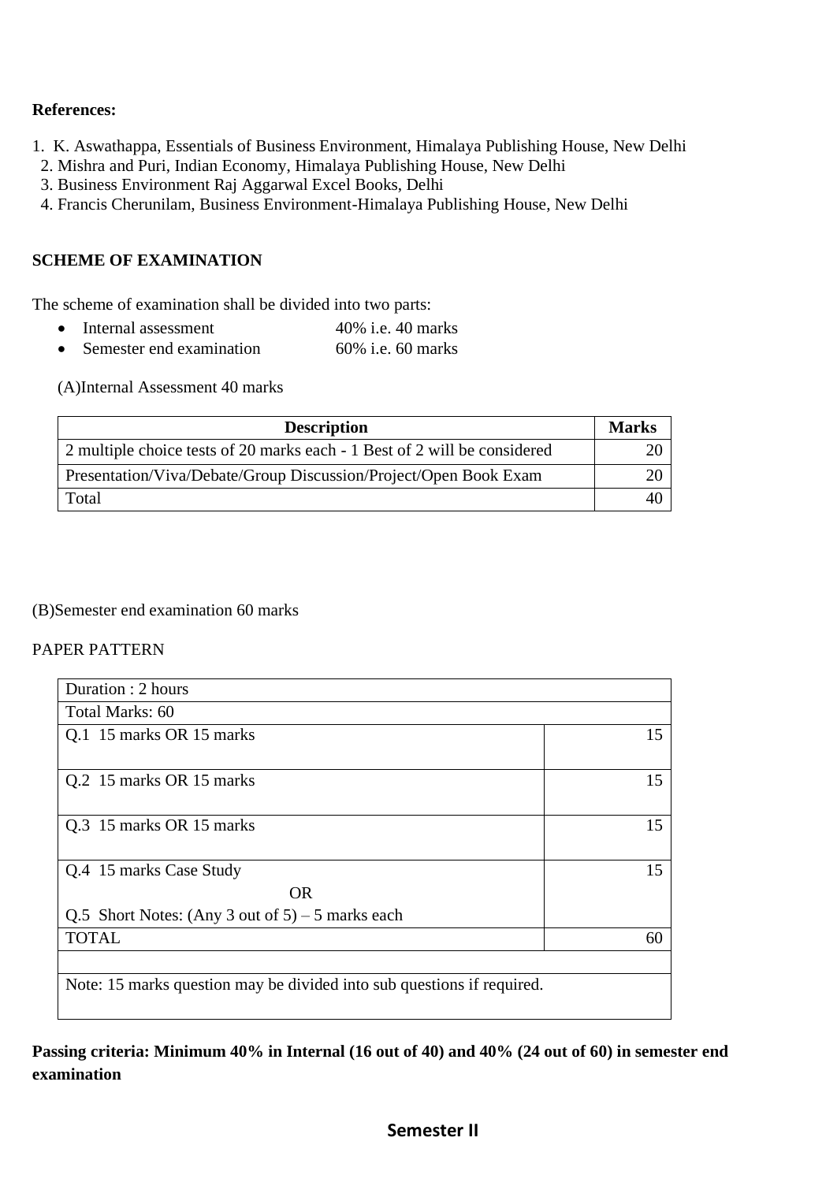**References:**

1. K. Aswathappa, Essentials of Business Environment, Himalaya Publishing House, New Delhi
2. Mishra and Puri, Indian Economy, Himalaya Publishing House, New Delhi
3. Business Environment Raj Aggarwal Excel Books, Delhi
4. Francis Cherunilam, Business Environment-Himalaya Publishing House, New Delhi

**SCHEME OF EXAMINATION**

The scheme of examination shall be divided into two parts:

- Internal assessment 40% i.e. 40 marks
- Semester end examination 60% i.e. 60 marks

(A)Internal Assessment 40 marks

| Description | Marks |
|---|---|
| 2 multiple choice tests of 20 marks each - 1 Best of 2 will be considered | 20 |
| Presentation/Viva/Debate/Group Discussion/Project/Open Book Exam | 20 |
| Total | 40 |

(B)Semester end examination 60 marks

PAPER PATTERN

| Duration : 2 hours | |
|---|---|
| Total Marks: 60 | |
| Q.1 15 marks OR 15 marks | 15 |
| Q.2 15 marks OR 15 marks | 15 |
| Q.3 15 marks OR 15 marks | 15 |
| Q.4 15 marks Case Study<br>OR<br>Q.5 Short Notes: (Any 3 out of 5) – 5 marks each | 15 |
| TOTAL | 60 |
| | |
| Note: 15 marks question may be divided into sub questions if required. | |

**Passing criteria: Minimum 40% in Internal (16 out of 40) and 40% (24 out of 60) in semester end examination**

## Semester II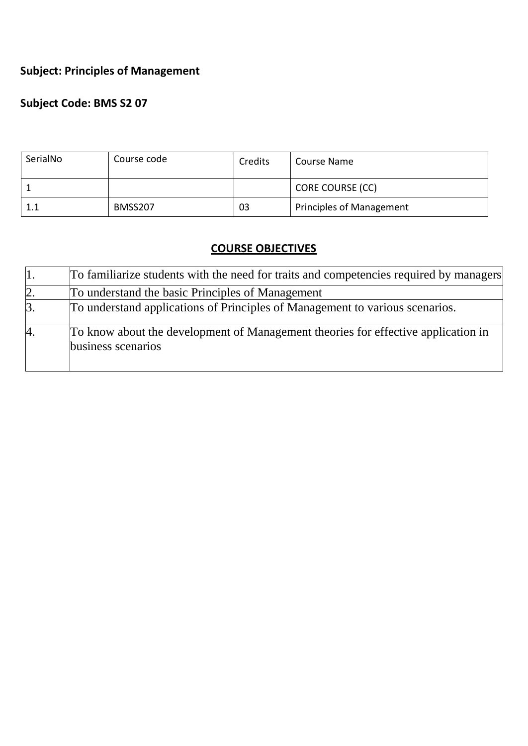**Subject: Principles of Management**

**Subject Code: BMS S2 07**

| SerialNo | Course code | Credits | Course Name |
|---|---|---|---|
| 1 | | | CORE COURSE (CC) |
| 1.1 | BMSS207 | 03 | Principles of Management |

## COURSE OBJECTIVES

| | |
|---|---|
| 1. | To familiarize students with the need for traits and competencies required by managers |
| 2. | To understand the basic Principles of Management |
| 3. | To understand applications of Principles of Management to various scenarios. |
| 4. | To know about the development of Management theories for effective application in business scenarios |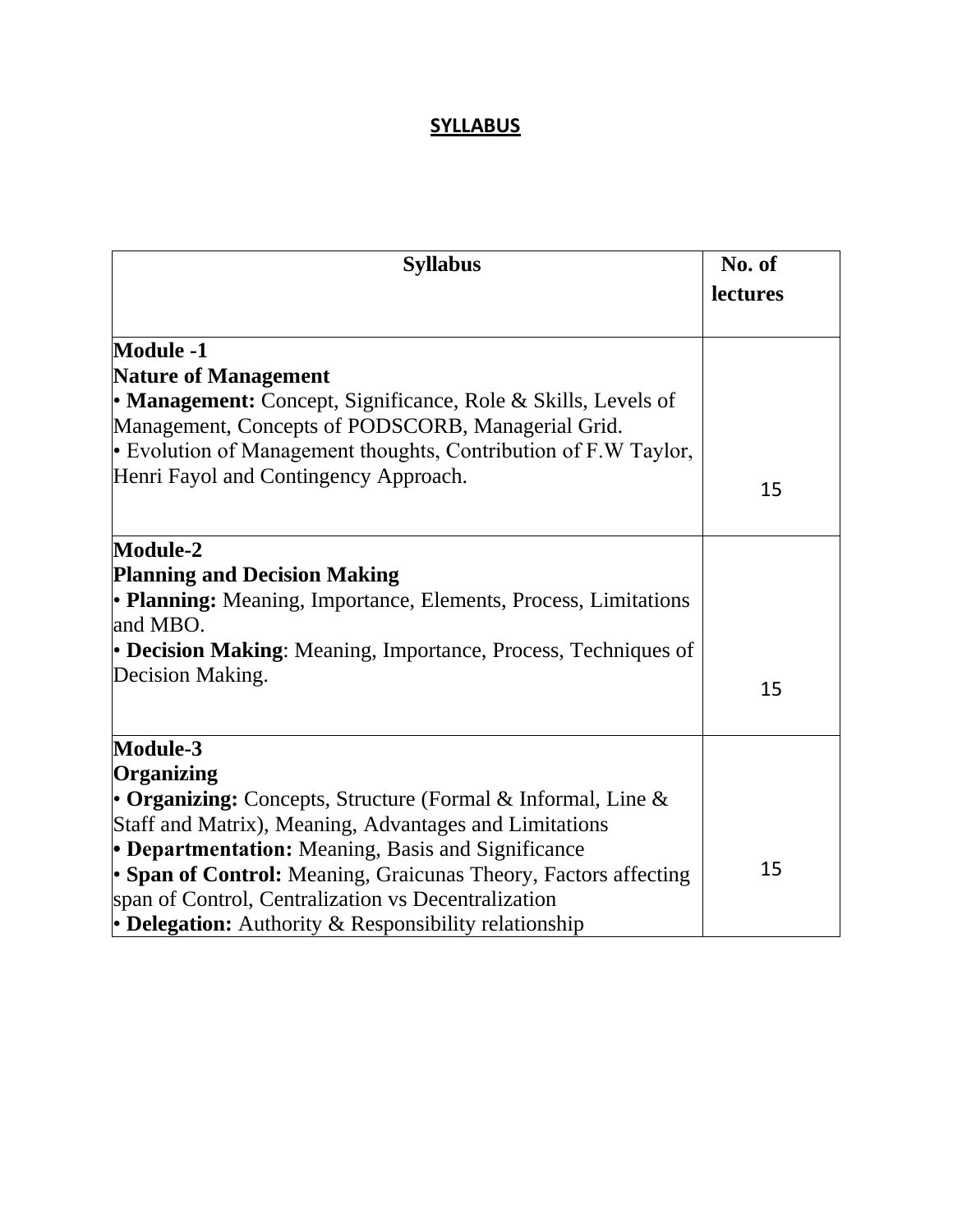# SYLLABUS

| Syllabus | No. of lectures |
|---|---|
| **Module -1**<br>**Nature of Management**<br>• **Management:** Concept, Significance, Role & Skills, Levels of Management, Concepts of PODSCORB, Managerial Grid.<br>• Evolution of Management thoughts, Contribution of F.W Taylor, Henri Fayol and Contingency Approach. | 15 |
| **Module-2**<br>**Planning and Decision Making**<br>• **Planning:** Meaning, Importance, Elements, Process, Limitations and MBO.<br>• **Decision Making**: Meaning, Importance, Process, Techniques of Decision Making. | 15 |
| **Module-3**<br>**Organizing**<br>• **Organizing:** Concepts, Structure (Formal & Informal, Line & Staff and Matrix), Meaning, Advantages and Limitations<br>**• Departmentation:** Meaning, Basis and Significance<br>• **Span of Control:** Meaning, Graicunas Theory, Factors affecting span of Control, Centralization vs Decentralization<br>• **Delegation:** Authority & Responsibility relationship | 15 |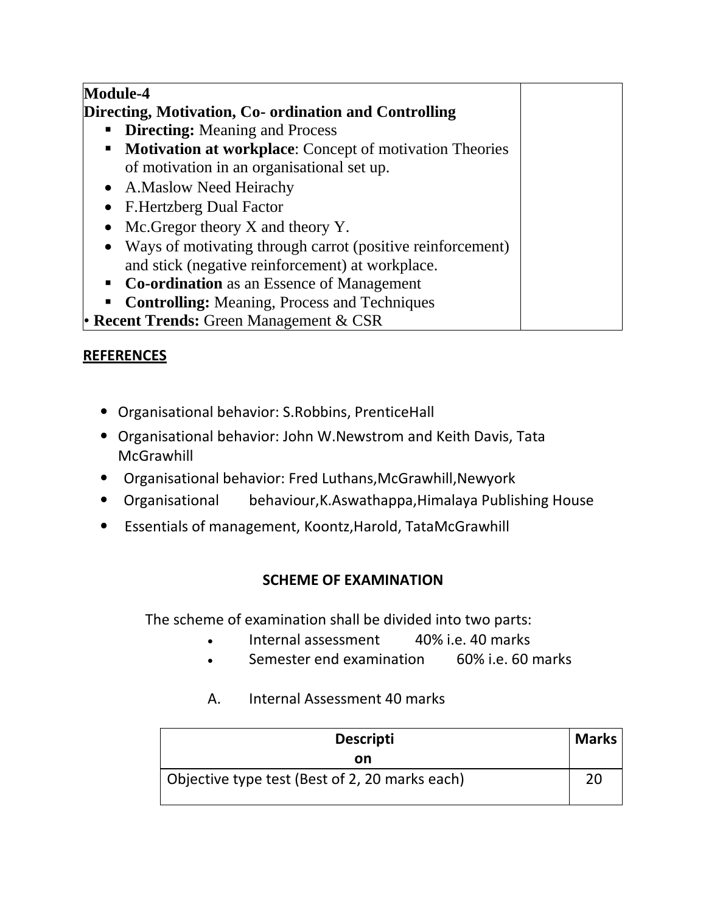| **Module-4**<br>**Directing, Motivation, Co- ordination and Controlling**<br>▪ **Directing:** Meaning and Process<br>▪ **Motivation at workplace**: Concept of motivation Theories of motivation in an organisational set up.<br>• A.Maslow Need Heirachy<br>• F.Hertzberg Dual Factor<br>• Mc.Gregor theory X and theory Y.<br>• Ways of motivating through carrot (positive reinforcement) and stick (negative reinforcement) at workplace.<br>▪ **Co-ordination** as an Essence of Management<br>▪ **Controlling:** Meaning, Process and Techniques<br>• **Recent Trends:** Green Management & CSR | |
|---|---|

## REFERENCES

- Organisational behavior: S.Robbins, PrenticeHall
- Organisational behavior: John W.Newstrom and Keith Davis, Tata McGrawhill
- Organisational behavior: Fred Luthans,McGrawhill,Newyork
- Organisational behaviour,K.Aswathappa,Himalaya Publishing House
- Essentials of management, Koontz,Harold, TataMcGrawhill

## SCHEME OF EXAMINATION

The scheme of examination shall be divided into two parts:

- Internal assessment 40% i.e. 40 marks
- Semester end examination 60% i.e. 60 marks

A. Internal Assessment 40 marks

| **Description** | **Marks** |
|---|---|
| Objective type test (Best of 2, 20 marks each) | 20 |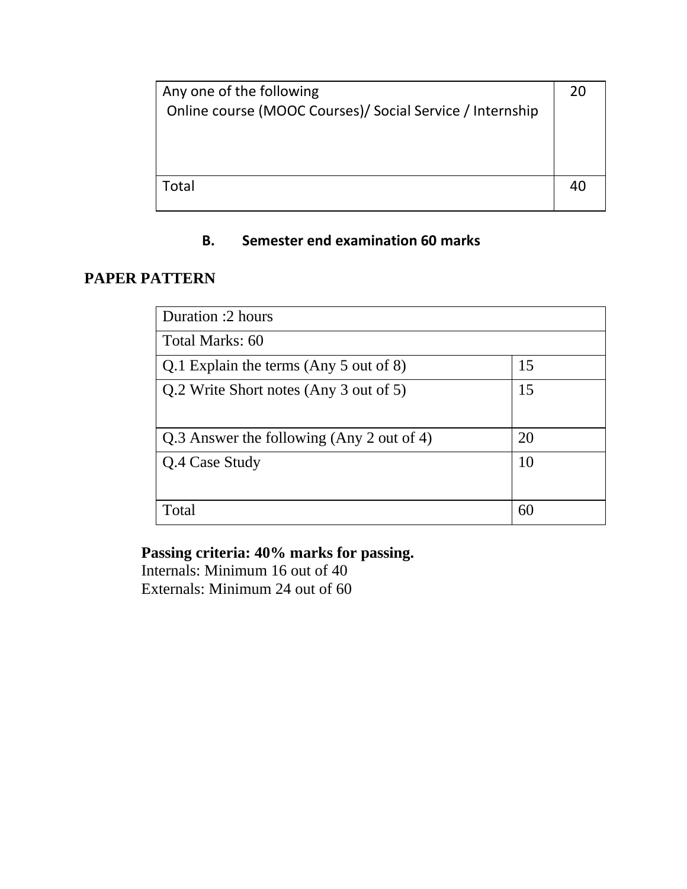| | |
|---|---|
| Any one of the following<br>Online course (MOOC Courses)/ Social Service / Internship | 20 |
| Total | 40 |

**B. Semester end examination 60 marks**

**PAPER PATTERN**

| | |
|---|---|
| Duration :2 hours | |
| Total Marks: 60 | |
| Q.1 Explain the terms (Any 5 out of 8) | 15 |
| Q.2 Write Short notes (Any 3 out of 5) | 15 |
| Q.3 Answer the following (Any 2 out of 4) | 20 |
| Q.4 Case Study | 10 |
| Total | 60 |

**Passing criteria: 40% marks for passing.**

Internals: Minimum 16 out of 40

Externals: Minimum 24 out of 60